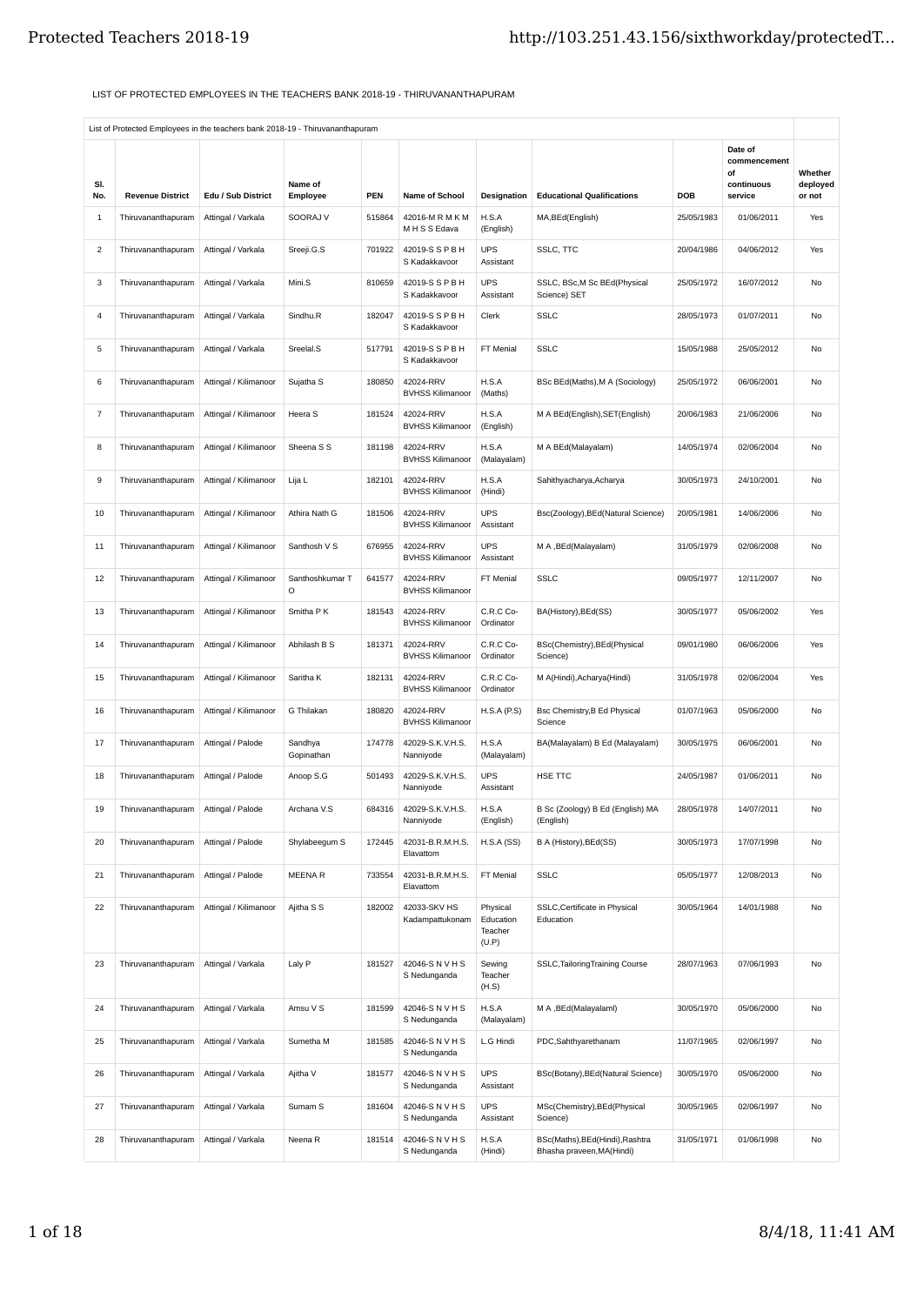LIST OF PROTECTED EMPLOYEES IN THE TEACHERS BANK 2018-19 - THIRUVANANTHAPURAM

List of Protected Employees in the teachers bank 2018-19 - Thiruvananthapuram

| Sl. No. | Revenue District | Edu / Sub District | Name of Employee | PEN | Name of School | Designation | Educational Qualifications | DOB | Date of commencement of continuous service | Whether deployed or not |
|---|---|---|---|---|---|---|---|---|---|---|
| 1 | Thiruvananthapuram | Attingal / Varkala | SOORAJ V | 515864 | 42016-M R M K M M H S S Edava | H.S.A (English) | MA,BEd(English) | 25/05/1983 | 01/06/2011 | Yes |
| 2 | Thiruvananthapuram | Attingal / Varkala | Sreeji.G.S | 701922 | 42019-S S P B H S Kadakkavoor | UPS Assistant | SSLC, TTC | 20/04/1986 | 04/06/2012 | Yes |
| 3 | Thiruvananthapuram | Attingal / Varkala | Mini.S | 810659 | 42019-S S P B H S Kadakkavoor | UPS Assistant | SSLC, BSc,M Sc BEd(Physical Science) SET | 25/05/1972 | 16/07/2012 | No |
| 4 | Thiruvananthapuram | Attingal / Varkala | Sindhu.R | 182047 | 42019-S S P B H S Kadakkavoor | Clerk | SSLC | 28/05/1973 | 01/07/2011 | No |
| 5 | Thiruvananthapuram | Attingal / Varkala | Sreelal.S | 517791 | 42019-S S P B H S Kadakkavoor | FT Menial | SSLC | 15/05/1988 | 25/05/2012 | No |
| 6 | Thiruvananthapuram | Attingal / Kilimanoor | Sujatha S | 180850 | 42024-RRV BVHSS Kilimanoor | H.S.A (Maths) | BSc BEd(Maths),M A (Sociology) | 25/05/1972 | 06/06/2001 | No |
| 7 | Thiruvananthapuram | Attingal / Kilimanoor | Heera S | 181524 | 42024-RRV BVHSS Kilimanoor | H.S.A (English) | M A BEd(English),SET(English) | 20/06/1983 | 21/06/2006 | No |
| 8 | Thiruvananthapuram | Attingal / Kilimanoor | Sheena S S | 181198 | 42024-RRV BVHSS Kilimanoor | H.S.A (Malayalam) | M A BEd(Malayalam) | 14/05/1974 | 02/06/2004 | No |
| 9 | Thiruvananthapuram | Attingal / Kilimanoor | Lija L | 182101 | 42024-RRV BVHSS Kilimanoor | H.S.A (Hindi) | Sahithyacharya,Acharya | 30/05/1973 | 24/10/2001 | No |
| 10 | Thiruvananthapuram | Attingal / Kilimanoor | Athira Nath G | 181506 | 42024-RRV BVHSS Kilimanoor | UPS Assistant | Bsc(Zoology),BEd(Natural Science) | 20/05/1981 | 14/06/2006 | No |
| 11 | Thiruvananthapuram | Attingal / Kilimanoor | Santhosh V S | 676955 | 42024-RRV BVHSS Kilimanoor | UPS Assistant | M A ,BEd(Malayalam) | 31/05/1979 | 02/06/2008 | No |
| 12 | Thiruvananthapuram | Attingal / Kilimanoor | Santhoshkumar T O | 641577 | 42024-RRV BVHSS Kilimanoor | FT Menial | SSLC | 09/05/1977 | 12/11/2007 | No |
| 13 | Thiruvananthapuram | Attingal / Kilimanoor | Smitha P K | 181543 | 42024-RRV BVHSS Kilimanoor | C.R.C Co-Ordinator | BA(History),BEd(SS) | 30/05/1977 | 05/06/2002 | Yes |
| 14 | Thiruvananthapuram | Attingal / Kilimanoor | Abhilash B S | 181371 | 42024-RRV BVHSS Kilimanoor | C.R.C Co-Ordinator | BSc(Chemistry),BEd(Physical Science) | 09/01/1980 | 06/06/2006 | Yes |
| 15 | Thiruvananthapuram | Attingal / Kilimanoor | Saritha K | 182131 | 42024-RRV BVHSS Kilimanoor | C.R.C Co-Ordinator | M A(Hindi),Acharya(Hindi) | 31/05/1978 | 02/06/2004 | Yes |
| 16 | Thiruvananthapuram | Attingal / Kilimanoor | G Thilakan | 180820 | 42024-RRV BVHSS Kilimanoor | H.S.A (P.S) | Bsc Chemistry,B Ed Physical Science | 01/07/1963 | 05/06/2000 | No |
| 17 | Thiruvananthapuram | Attingal / Palode | Sandhya Gopinathan | 174778 | 42029-S.K.V.H.S. Nanniyode | H.S.A (Malayalam) | BA(Malayalam) B Ed (Malayalam) | 30/05/1975 | 06/06/2001 | No |
| 18 | Thiruvananthapuram | Attingal / Palode | Anoop S.G | 501493 | 42029-S.K.V.H.S. Nanniyode | UPS Assistant | HSE TTC | 24/05/1987 | 01/06/2011 | No |
| 19 | Thiruvananthapuram | Attingal / Palode | Archana V.S | 684316 | 42029-S.K.V.H.S. Nanniyode | H.S.A (English) | B Sc (Zoology) B Ed (English) MA (English) | 28/05/1978 | 14/07/2011 | No |
| 20 | Thiruvananthapuram | Attingal / Palode | Shylabeegum S | 172445 | 42031-B.R.M.H.S. Elavattom | H.S.A (SS) | B A (History),BEd(SS) | 30/05/1973 | 17/07/1998 | No |
| 21 | Thiruvananthapuram | Attingal / Palode | MEENA R | 733554 | 42031-B.R.M.H.S. Elavattom | FT Menial | SSLC | 05/05/1977 | 12/08/2013 | No |
| 22 | Thiruvananthapuram | Attingal / Kilimanoor | Ajitha S S | 182002 | 42033-SKV HS Kadampattukonam | Physical Education Teacher (U.P) | SSLC,Certificate in Physical Education | 30/05/1964 | 14/01/1988 | No |
| 23 | Thiruvananthapuram | Attingal / Varkala | Laly P | 181527 | 42046-S N V H S S Nedunganda | Sewing Teacher (H.S) | SSLC,TailoringTraining Course | 28/07/1963 | 07/06/1993 | No |
| 24 | Thiruvananthapuram | Attingal / Varkala | Amsu V S | 181599 | 42046-S N V H S S Nedunganda | H.S.A (Malayalam) | M A ,BEd(Malayalaml) | 30/05/1970 | 05/06/2000 | No |
| 25 | Thiruvananthapuram | Attingal / Varkala | Sumetha M | 181585 | 42046-S N V H S S Nedunganda | L.G Hindi | PDC,Sahthyarethanam | 11/07/1965 | 02/06/1997 | No |
| 26 | Thiruvananthapuram | Attingal / Varkala | Ajitha V | 181577 | 42046-S N V H S S Nedunganda | UPS Assistant | BSc(Botany),BEd(Natural Science) | 30/05/1970 | 05/06/2000 | No |
| 27 | Thiruvananthapuram | Attingal / Varkala | Sumam S | 181604 | 42046-S N V H S S Nedunganda | UPS Assistant | MSc(Chemistry),BEd(Physical Science) | 30/05/1965 | 02/06/1997 | No |
| 28 | Thiruvananthapuram | Attingal / Varkala | Neena R | 181514 | 42046-S N V H S S Nedunganda | H.S.A (Hindi) | BSc(Maths),BEd(Hindi),Rashtra Bhasha praveen,MA(Hindi) | 31/05/1971 | 01/06/1998 | No |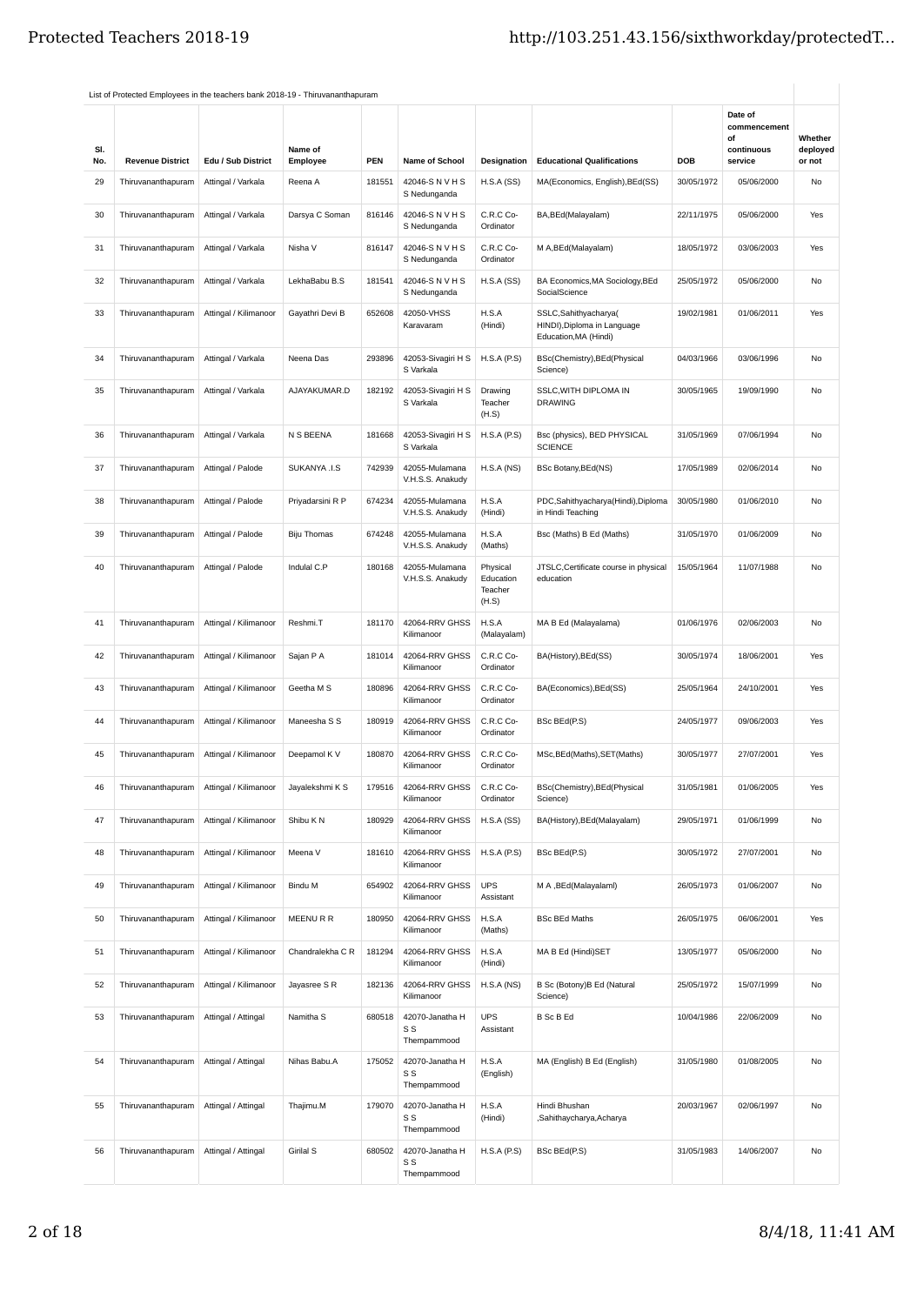List of Protected Employees in the teachers bank 2018-19 - Thiruvananthapuram

| Sl. No. | Revenue District | Edu / Sub District | Name of Employee | PEN | Name of School | Designation | Educational Qualifications | DOB | Date of commencement of continuous service | Whether deployed or not |
|---|---|---|---|---|---|---|---|---|---|---|
| 29 | Thiruvananthapuram | Attingal / Varkala | Reena A | 181551 | 42046-S N V H S S Nedunganda | H.S.A (SS) | MA(Economics, English),BEd(SS) | 30/05/1972 | 05/06/2000 | No |
| 30 | Thiruvananthapuram | Attingal / Varkala | Darsya C Soman | 816146 | 42046-S N V H S S Nedunganda | C.R.C Co-Ordinator | BA,BEd(Malayalam) | 22/11/1975 | 05/06/2000 | Yes |
| 31 | Thiruvananthapuram | Attingal / Varkala | Nisha V | 816147 | 42046-S N V H S S Nedunganda | C.R.C Co-Ordinator | M A,BEd(Malayalam) | 18/05/1972 | 03/06/2003 | Yes |
| 32 | Thiruvananthapuram | Attingal / Varkala | LekhaBabu B.S | 181541 | 42046-S N V H S S Nedunganda | H.S.A (SS) | BA Economics,MA Sociology,BEd SocialScience | 25/05/1972 | 05/06/2000 | No |
| 33 | Thiruvananthapuram | Attingal / Kilimanoor | Gayathri Devi B | 652608 | 42050-VHSS Karavaram | H.S.A (Hindi) | SSLC,Sahithyacharya( HINDI),Diploma in Language Education,MA (Hindi) | 19/02/1981 | 01/06/2011 | Yes |
| 34 | Thiruvananthapuram | Attingal / Varkala | Neena Das | 293896 | 42053-Sivagiri H S S Varkala | H.S.A (P.S) | BSc(Chemistry),BEd(Physical Science) | 04/03/1966 | 03/06/1996 | No |
| 35 | Thiruvananthapuram | Attingal / Varkala | AJAYAKUMAR.D | 182192 | 42053-Sivagiri H S S Varkala | Drawing Teacher (H.S) | SSLC,WITH DIPLOMA IN DRAWING | 30/05/1965 | 19/09/1990 | No |
| 36 | Thiruvananthapuram | Attingal / Varkala | N S BEENA | 181668 | 42053-Sivagiri H S S Varkala | H.S.A (P.S) | Bsc (physics), BED PHYSICAL SCIENCE | 31/05/1969 | 07/06/1994 | No |
| 37 | Thiruvananthapuram | Attingal / Palode | SUKANYA .I.S | 742939 | 42055-Mulamana V.H.S.S. Anakudy | H.S.A (NS) | BSc Botany,BEd(NS) | 17/05/1989 | 02/06/2014 | No |
| 38 | Thiruvananthapuram | Attingal / Palode | Priyadarsini R P | 674234 | 42055-Mulamana V.H.S.S. Anakudy | H.S.A (Hindi) | PDC,Sahithyacharya(Hindi),Diploma in Hindi Teaching | 30/05/1980 | 01/06/2010 | No |
| 39 | Thiruvananthapuram | Attingal / Palode | Biju Thomas | 674248 | 42055-Mulamana V.H.S.S. Anakudy | H.S.A (Maths) | Bsc (Maths) B Ed (Maths) | 31/05/1970 | 01/06/2009 | No |
| 40 | Thiruvananthapuram | Attingal / Palode | Indulal C.P | 180168 | 42055-Mulamana V.H.S.S. Anakudy | Physical Education Teacher (H.S) | JTSLC,Certificate course in physical education | 15/05/1964 | 11/07/1988 | No |
| 41 | Thiruvananthapuram | Attingal / Kilimanoor | Reshmi.T | 181170 | 42064-RRV GHSS Kilimanoor | H.S.A (Malayalam) | MA B Ed (Malayalama) | 01/06/1976 | 02/06/2003 | No |
| 42 | Thiruvananthapuram | Attingal / Kilimanoor | Sajan P A | 181014 | 42064-RRV GHSS Kilimanoor | C.R.C Co-Ordinator | BA(History),BEd(SS) | 30/05/1974 | 18/06/2001 | Yes |
| 43 | Thiruvananthapuram | Attingal / Kilimanoor | Geetha M S | 180896 | 42064-RRV GHSS Kilimanoor | C.R.C Co-Ordinator | BA(Economics),BEd(SS) | 25/05/1964 | 24/10/2001 | Yes |
| 44 | Thiruvananthapuram | Attingal / Kilimanoor | Maneesha S S | 180919 | 42064-RRV GHSS Kilimanoor | C.R.C Co-Ordinator | BSc BEd(P.S) | 24/05/1977 | 09/06/2003 | Yes |
| 45 | Thiruvananthapuram | Attingal / Kilimanoor | Deepamol K V | 180870 | 42064-RRV GHSS Kilimanoor | C.R.C Co-Ordinator | MSc,BEd(Maths),SET(Maths) | 30/05/1977 | 27/07/2001 | Yes |
| 46 | Thiruvananthapuram | Attingal / Kilimanoor | Jayalekshmi K S | 179516 | 42064-RRV GHSS Kilimanoor | C.R.C Co-Ordinator | BSc(Chemistry),BEd(Physical Science) | 31/05/1981 | 01/06/2005 | Yes |
| 47 | Thiruvananthapuram | Attingal / Kilimanoor | Shibu K N | 180929 | 42064-RRV GHSS Kilimanoor | H.S.A (SS) | BA(History),BEd(Malayalam) | 29/05/1971 | 01/06/1999 | No |
| 48 | Thiruvananthapuram | Attingal / Kilimanoor | Meena V | 181610 | 42064-RRV GHSS Kilimanoor | H.S.A (P.S) | BSc BEd(P.S) | 30/05/1972 | 27/07/2001 | No |
| 49 | Thiruvananthapuram | Attingal / Kilimanoor | Bindu M | 654902 | 42064-RRV GHSS Kilimanoor | UPS Assistant | M A ,BEd(Malayalaml) | 26/05/1973 | 01/06/2007 | No |
| 50 | Thiruvananthapuram | Attingal / Kilimanoor | MEENU R R | 180950 | 42064-RRV GHSS Kilimanoor | H.S.A (Maths) | BSc BEd Maths | 26/05/1975 | 06/06/2001 | Yes |
| 51 | Thiruvananthapuram | Attingal / Kilimanoor | Chandralekha C R | 181294 | 42064-RRV GHSS Kilimanoor | H.S.A (Hindi) | MA B Ed (Hindi)SET | 13/05/1977 | 05/06/2000 | No |
| 52 | Thiruvananthapuram | Attingal / Kilimanoor | Jayasree S R | 182136 | 42064-RRV GHSS Kilimanoor | H.S.A (NS) | B Sc (Botony)B Ed (Natural Science) | 25/05/1972 | 15/07/1999 | No |
| 53 | Thiruvananthapuram | Attingal / Attingal | Namitha S | 680518 | 42070-Janatha H S S Thempammood | UPS Assistant | B Sc B Ed | 10/04/1986 | 22/06/2009 | No |
| 54 | Thiruvananthapuram | Attingal / Attingal | Nihas Babu.A | 175052 | 42070-Janatha H S S Thempammood | H.S.A (English) | MA (English) B Ed (English) | 31/05/1980 | 01/08/2005 | No |
| 55 | Thiruvananthapuram | Attingal / Attingal | Thajimu.M | 179070 | 42070-Janatha H S S Thempammood | H.S.A (Hindi) | Hindi Bhushan ,Sahithaycharya,Acharya | 20/03/1967 | 02/06/1997 | No |
| 56 | Thiruvananthapuram | Attingal / Attingal | Girilal S | 680502 | 42070-Janatha H S S Thempammood | H.S.A (P.S) | BSc BEd(P.S) | 31/05/1983 | 14/06/2007 | No |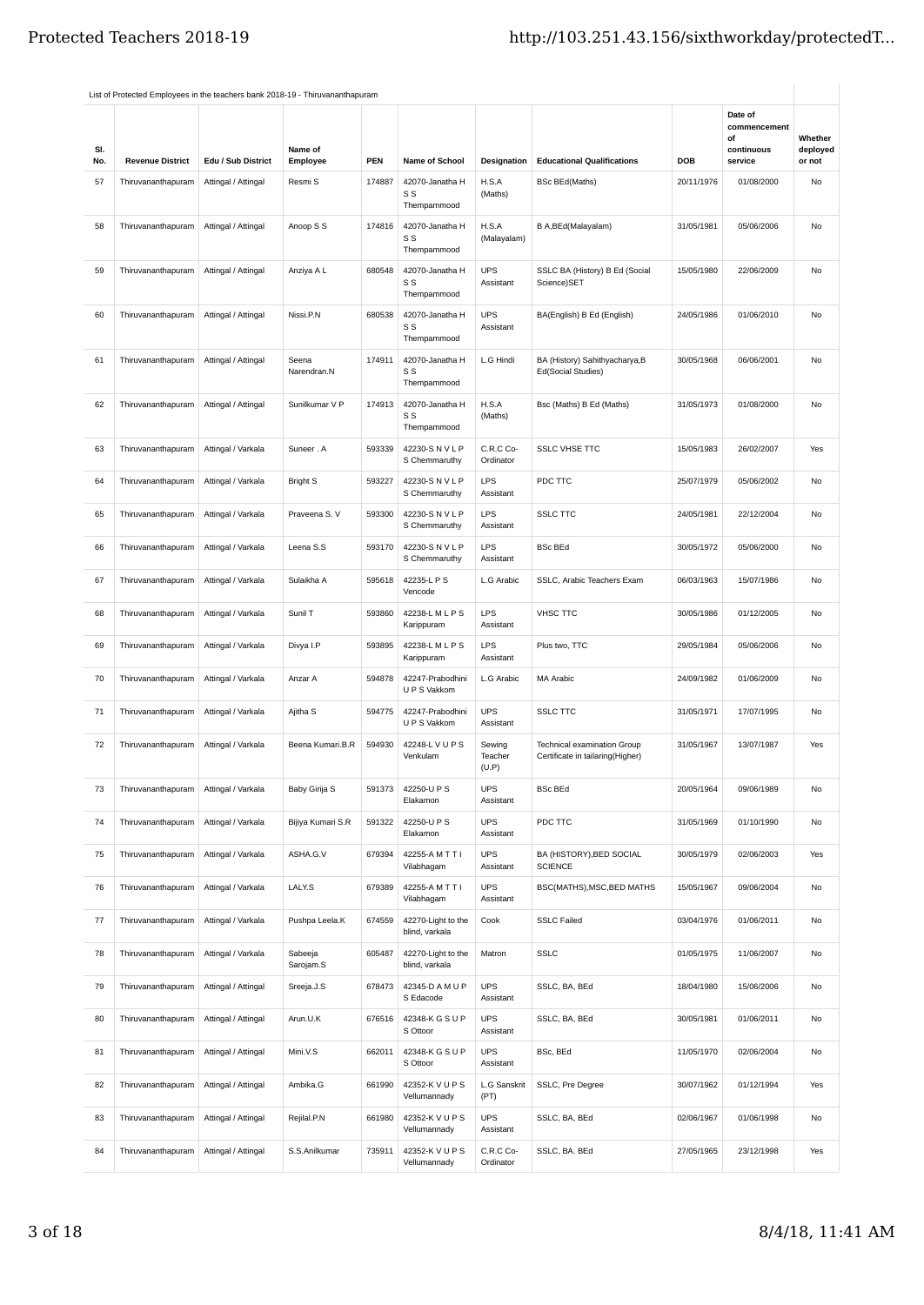List of Protected Employees in the teachers bank 2018-19 - Thiruvananthapuram

| Sl. No. | Revenue District | Edu / Sub District | Name of Employee | PEN | Name of School | Designation | Educational Qualifications | DOB | Date of commencement of continuous service | Whether deployed or not |
|---|---|---|---|---|---|---|---|---|---|---|
| 57 | Thiruvananthapuram | Attingal / Attingal | Resmi S | 174887 | 42070-Janatha H S S Thempammood | H.S.A (Maths) | BSc BEd(Maths) | 20/11/1976 | 01/08/2000 | No |
| 58 | Thiruvananthapuram | Attingal / Attingal | Anoop S S | 174816 | 42070-Janatha H S S Thempammood | H.S.A (Malayalam) | B A,BEd(Malayalam) | 31/05/1981 | 05/06/2006 | No |
| 59 | Thiruvananthapuram | Attingal / Attingal | Anziya A L | 680548 | 42070-Janatha H S S Thempammood | UPS Assistant | SSLC BA (History) B Ed (Social Science)SET | 15/05/1980 | 22/06/2009 | No |
| 60 | Thiruvananthapuram | Attingal / Attingal | Nissi.P.N | 680538 | 42070-Janatha H S S Thempammood | UPS Assistant | BA(English) B Ed (English) | 24/05/1986 | 01/06/2010 | No |
| 61 | Thiruvananthapuram | Attingal / Attingal | Seena Narendran.N | 174911 | 42070-Janatha H S S Thempammood | L.G Hindi | BA (History) Sahithyacharya,B Ed(Social Studies) | 30/05/1968 | 06/06/2001 | No |
| 62 | Thiruvananthapuram | Attingal / Attingal | Sunilkumar V P | 174913 | 42070-Janatha H S S Thempammood | H.S.A (Maths) | Bsc (Maths) B Ed (Maths) | 31/05/1973 | 01/08/2000 | No |
| 63 | Thiruvananthapuram | Attingal / Varkala | Suneer . A | 593339 | 42230-S N V L P S Chemmaruthy | C.R.C Co-Ordinator | SSLC VHSE TTC | 15/05/1983 | 26/02/2007 | Yes |
| 64 | Thiruvananthapuram | Attingal / Varkala | Bright S | 593227 | 42230-S N V L P S Chemmaruthy | LPS Assistant | PDC TTC | 25/07/1979 | 05/06/2002 | No |
| 65 | Thiruvananthapuram | Attingal / Varkala | Praveena S. V | 593300 | 42230-S N V L P S Chemmaruthy | LPS Assistant | SSLC TTC | 24/05/1981 | 22/12/2004 | No |
| 66 | Thiruvananthapuram | Attingal / Varkala | Leena S.S | 593170 | 42230-S N V L P S Chemmaruthy | LPS Assistant | BSc BEd | 30/05/1972 | 05/06/2000 | No |
| 67 | Thiruvananthapuram | Attingal / Varkala | Sulaikha A | 595618 | 42235-L P S Vencode | L.G Arabic | SSLC, Arabic Teachers Exam | 06/03/1963 | 15/07/1986 | No |
| 68 | Thiruvananthapuram | Attingal / Varkala | Sunil T | 593860 | 42238-L M L P S Karippuram | LPS Assistant | VHSC TTC | 30/05/1986 | 01/12/2005 | No |
| 69 | Thiruvananthapuram | Attingal / Varkala | Divya I.P | 593895 | 42238-L M L P S Karippuram | LPS Assistant | Plus two, TTC | 29/05/1984 | 05/06/2006 | No |
| 70 | Thiruvananthapuram | Attingal / Varkala | Anzar A | 594878 | 42247-Prabodhini U P S Vakkom | L.G Arabic | MA Arabic | 24/09/1982 | 01/06/2009 | No |
| 71 | Thiruvananthapuram | Attingal / Varkala | Ajitha S | 594775 | 42247-Prabodhini U P S Vakkom | UPS Assistant | SSLC TTC | 31/05/1971 | 17/07/1995 | No |
| 72 | Thiruvananthapuram | Attingal / Varkala | Beena Kumari.B.R | 594930 | 42248-L V U P S Venkulam | Sewing Teacher (U.P) | Technical examination Group Certificate in tailaring(Higher) | 31/05/1967 | 13/07/1987 | Yes |
| 73 | Thiruvananthapuram | Attingal / Varkala | Baby Girija S | 591373 | 42250-U P S Elakamon | UPS Assistant | BSc BEd | 20/05/1964 | 09/06/1989 | No |
| 74 | Thiruvananthapuram | Attingal / Varkala | Bijiya Kumari S.R | 591322 | 42250-U P S Elakamon | UPS Assistant | PDC TTC | 31/05/1969 | 01/10/1990 | No |
| 75 | Thiruvananthapuram | Attingal / Varkala | ASHA.G.V | 679394 | 42255-A M T T I Vilabhagam | UPS Assistant | BA (HISTORY),BED SOCIAL SCIENCE | 30/05/1979 | 02/06/2003 | Yes |
| 76 | Thiruvananthapuram | Attingal / Varkala | LALY.S | 679389 | 42255-A M T T I Vilabhagam | UPS Assistant | BSC(MATHS),MSC,BED MATHS | 15/05/1967 | 09/06/2004 | No |
| 77 | Thiruvananthapuram | Attingal / Varkala | Pushpa Leela.K | 674559 | 42270-Light to the blind, varkala | Cook | SSLC Failed | 03/04/1976 | 01/06/2011 | No |
| 78 | Thiruvananthapuram | Attingal / Varkala | Sabeeja Sarojam.S | 605487 | 42270-Light to the blind, varkala | Matron | SSLC | 01/05/1975 | 11/06/2007 | No |
| 79 | Thiruvananthapuram | Attingal / Attingal | Sreeja.J.S | 678473 | 42345-D A M U P S Edacode | UPS Assistant | SSLC, BA, BEd | 18/04/1980 | 15/06/2006 | No |
| 80 | Thiruvananthapuram | Attingal / Attingal | Arun.U.K | 676516 | 42348-K G S U P S Ottoor | UPS Assistant | SSLC, BA, BEd | 30/05/1981 | 01/06/2011 | No |
| 81 | Thiruvananthapuram | Attingal / Attingal | Mini.V.S | 662011 | 42348-K G S U P S Ottoor | UPS Assistant | BSc, BEd | 11/05/1970 | 02/06/2004 | No |
| 82 | Thiruvananthapuram | Attingal / Attingal | Ambika.G | 661990 | 42352-K V U P S Vellumannady | L.G Sanskrit (PT) | SSLC, Pre Degree | 30/07/1962 | 01/12/1994 | Yes |
| 83 | Thiruvananthapuram | Attingal / Attingal | Rejilal.P.N | 661980 | 42352-K V U P S Vellumannady | UPS Assistant | SSLC, BA, BEd | 02/06/1967 | 01/06/1998 | No |
| 84 | Thiruvananthapuram | Attingal / Attingal | S.S.Anilkumar | 735911 | 42352-K V U P S Vellumannady | C.R.C Co-Ordinator | SSLC, BA. BEd | 27/05/1965 | 23/12/1998 | Yes |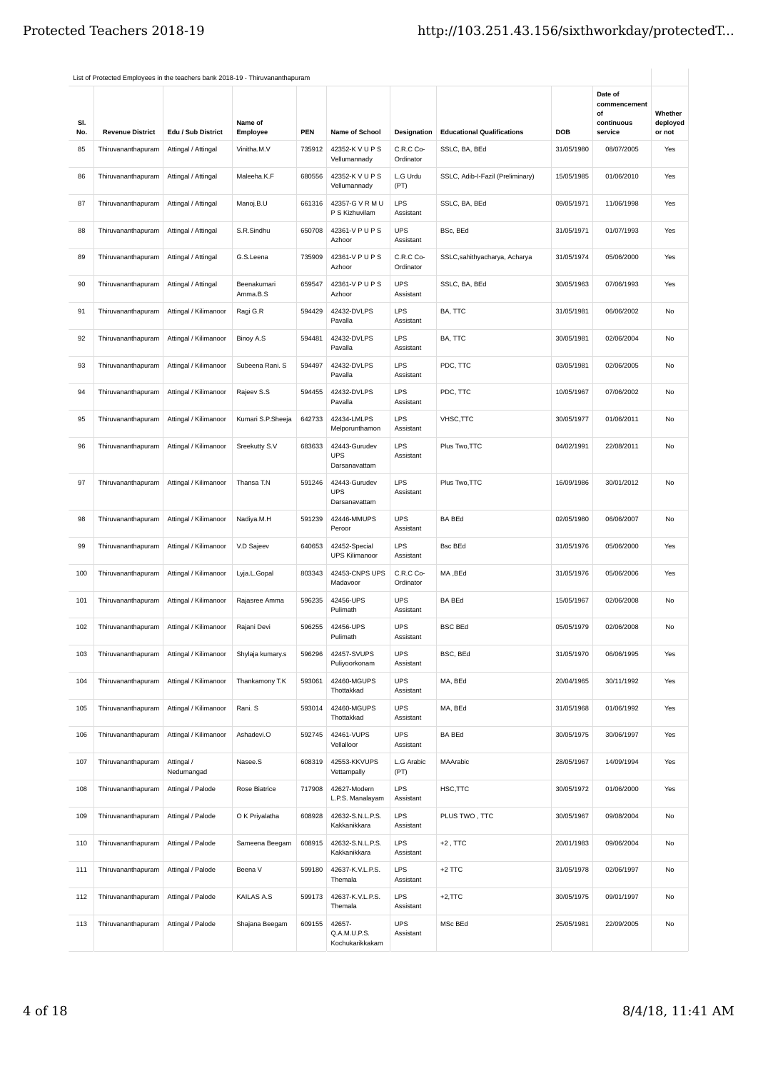List of Protected Employees in the teachers bank 2018-19 - Thiruvananthapuram

| Sl. No. | Revenue District | Edu / Sub District | Name of Employee | PEN | Name of School | Designation | Educational Qualifications | DOB | Date of commencement of continuous service | Whether deployed or not |
|---|---|---|---|---|---|---|---|---|---|---|
| 85 | Thiruvananthapuram | Attingal / Attingal | Vinitha.M.V | 735912 | 42352-K V U P S Vellumannady | C.R.C Co-Ordinator | SSLC, BA, BEd | 31/05/1980 | 08/07/2005 | Yes |
| 86 | Thiruvananthapuram | Attingal / Attingal | Maleeha.K.F | 680556 | 42352-K V U P S Vellumannady | L.G Urdu (PT) | SSLC, Adib-I-Fazil (Preliminary) | 15/05/1985 | 01/06/2010 | Yes |
| 87 | Thiruvananthapuram | Attingal / Attingal | Manoj.B.U | 661316 | 42357-G V R M U P S Kizhuvilam | LPS Assistant | SSLC, BA, BEd | 09/05/1971 | 11/06/1998 | Yes |
| 88 | Thiruvananthapuram | Attingal / Attingal | S.R.Sindhu | 650708 | 42361-V P U P S Azhoor | UPS Assistant | BSc, BEd | 31/05/1971 | 01/07/1993 | Yes |
| 89 | Thiruvananthapuram | Attingal / Attingal | G.S.Leena | 735909 | 42361-V P U P S Azhoor | C.R.C Co-Ordinator | SSLC,sahithyacharya, Acharya | 31/05/1974 | 05/06/2000 | Yes |
| 90 | Thiruvananthapuram | Attingal / Attingal | Beenakumari Amma.B.S | 659547 | 42361-V P U P S Azhoor | UPS Assistant | SSLC, BA, BEd | 30/05/1963 | 07/06/1993 | Yes |
| 91 | Thiruvananthapuram | Attingal / Kilimanoor | Ragi G.R | 594429 | 42432-DVLPS Pavalla | LPS Assistant | BA, TTC | 31/05/1981 | 06/06/2002 | No |
| 92 | Thiruvananthapuram | Attingal / Kilimanoor | Binoy A.S | 594481 | 42432-DVLPS Pavalla | LPS Assistant | BA, TTC | 30/05/1981 | 02/06/2004 | No |
| 93 | Thiruvananthapuram | Attingal / Kilimanoor | Subeena Rani. S | 594497 | 42432-DVLPS Pavalla | LPS Assistant | PDC, TTC | 03/05/1981 | 02/06/2005 | No |
| 94 | Thiruvananthapuram | Attingal / Kilimanoor | Rajeev S.S | 594455 | 42432-DVLPS Pavalla | LPS Assistant | PDC, TTC | 10/05/1967 | 07/06/2002 | No |
| 95 | Thiruvananthapuram | Attingal / Kilimanoor | Kumari S.P.Sheeja | 642733 | 42434-LMLPS Melporunthamon | LPS Assistant | VHSC,TTC | 30/05/1977 | 01/06/2011 | No |
| 96 | Thiruvananthapuram | Attingal / Kilimanoor | Sreekutty S.V | 683633 | 42443-Gurudev UPS Darsanavattam | LPS Assistant | Plus Two,TTC | 04/02/1991 | 22/08/2011 | No |
| 97 | Thiruvananthapuram | Attingal / Kilimanoor | Thansa T.N | 591246 | 42443-Gurudev UPS Darsanavattam | LPS Assistant | Plus Two,TTC | 16/09/1986 | 30/01/2012 | No |
| 98 | Thiruvananthapuram | Attingal / Kilimanoor | Nadiya.M.H | 591239 | 42446-MMUPS Peroor | UPS Assistant | BA BEd | 02/05/1980 | 06/06/2007 | No |
| 99 | Thiruvananthapuram | Attingal / Kilimanoor | V.D Sajeev | 640653 | 42452-Special UPS Kilimanoor | LPS Assistant | Bsc BEd | 31/05/1976 | 05/06/2000 | Yes |
| 100 | Thiruvananthapuram | Attingal / Kilimanoor | Lyja.L.Gopal | 803343 | 42453-CNPS UPS Madavoor | C.R.C Co-Ordinator | MA ,BEd | 31/05/1976 | 05/06/2006 | Yes |
| 101 | Thiruvananthapuram | Attingal / Kilimanoor | Rajasree Amma | 596235 | 42456-UPS Pulimath | UPS Assistant | BA BEd | 15/05/1967 | 02/06/2008 | No |
| 102 | Thiruvananthapuram | Attingal / Kilimanoor | Rajani Devi | 596255 | 42456-UPS Pulimath | UPS Assistant | BSC BEd | 05/05/1979 | 02/06/2008 | No |
| 103 | Thiruvananthapuram | Attingal / Kilimanoor | Shylaja kumary.s | 596296 | 42457-SVUPS Puliyoorkonam | UPS Assistant | BSC, BEd | 31/05/1970 | 06/06/1995 | Yes |
| 104 | Thiruvananthapuram | Attingal / Kilimanoor | Thankamony T.K | 593061 | 42460-MGUPS Thottakkad | UPS Assistant | MA, BEd | 20/04/1965 | 30/11/1992 | Yes |
| 105 | Thiruvananthapuram | Attingal / Kilimanoor | Rani. S | 593014 | 42460-MGUPS Thottakkad | UPS Assistant | MA, BEd | 31/05/1968 | 01/06/1992 | Yes |
| 106 | Thiruvananthapuram | Attingal / Kilimanoor | Ashadevi.O | 592745 | 42461-VUPS Vellalloor | UPS Assistant | BA BEd | 30/05/1975 | 30/06/1997 | Yes |
| 107 | Thiruvananthapuram | Attingal / Nedumangad | Nasee.S | 608319 | 42553-KKVUPS Vettampally | L.G Arabic (PT) | MAArabic | 28/05/1967 | 14/09/1994 | Yes |
| 108 | Thiruvananthapuram | Attingal / Palode | Rose Biatrice | 717908 | 42627-Modern L.P.S. Manalayam | LPS Assistant | HSC,TTC | 30/05/1972 | 01/06/2000 | Yes |
| 109 | Thiruvananthapuram | Attingal / Palode | O K Priyalatha | 608928 | 42632-S.N.L.P.S. Kakkanikkara | LPS Assistant | PLUS TWO , TTC | 30/05/1967 | 09/08/2004 | No |
| 110 | Thiruvananthapuram | Attingal / Palode | Sameena Beegam | 608915 | 42632-S.N.L.P.S. Kakkanikkara | LPS Assistant | +2 , TTC | 20/01/1983 | 09/06/2004 | No |
| 111 | Thiruvananthapuram | Attingal / Palode | Beena V | 599180 | 42637-K.V.L.P.S. Themala | LPS Assistant | +2 TTC | 31/05/1978 | 02/06/1997 | No |
| 112 | Thiruvananthapuram | Attingal / Palode | KAILAS A.S | 599173 | 42637-K.V.L.P.S. Themala | LPS Assistant | +2,TTC | 30/05/1975 | 09/01/1997 | No |
| 113 | Thiruvananthapuram | Attingal / Palode | Shajana Beegam | 609155 | 42657-Q.A.M.U.P.S. Kochukarikkakam | UPS Assistant | MSc BEd | 25/05/1981 | 22/09/2005 | No |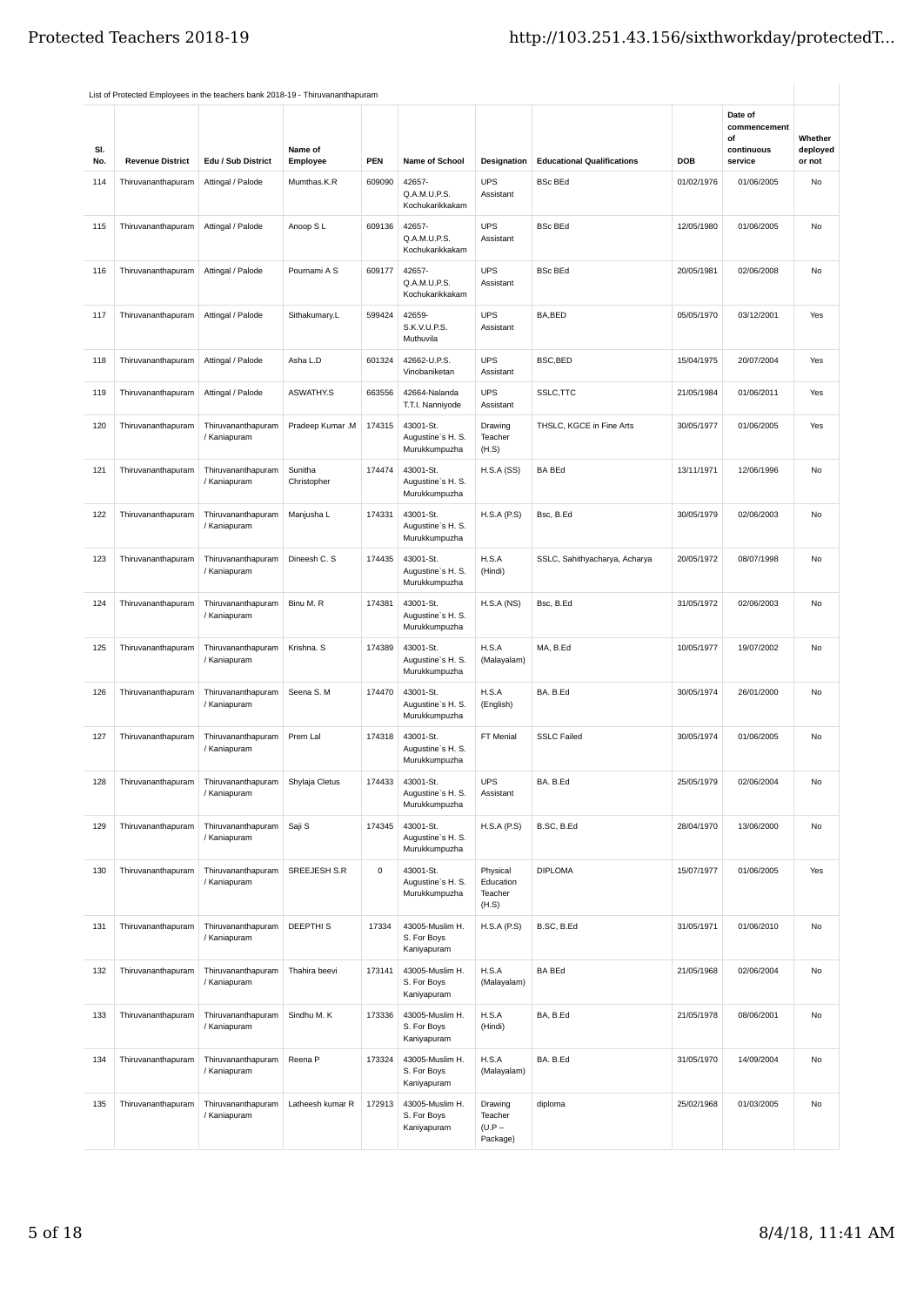List of Protected Employees in the teachers bank 2018-19 - Thiruvananthapuram

| Sl. No. | Revenue District | Edu / Sub District | Name of Employee | PEN | Name of School | Designation | Educational Qualifications | DOB | Date of commencement of continuous service | Whether deployed or not |
|---|---|---|---|---|---|---|---|---|---|---|
| 114 | Thiruvananthapuram | Attingal / Palode | Mumthas.K.R | 609090 | 42657-Q.A.M.U.P.S. Kochukarikkakam | UPS Assistant | BSc BEd | 01/02/1976 | 01/06/2005 | No |
| 115 | Thiruvananthapuram | Attingal / Palode | Anoop S L | 609136 | 42657-Q.A.M.U.P.S. Kochukarikkakam | UPS Assistant | BSc BEd | 12/05/1980 | 01/06/2005 | No |
| 116 | Thiruvananthapuram | Attingal / Palode | Pournami A S | 609177 | 42657-Q.A.M.U.P.S. Kochukarikkakam | UPS Assistant | BSc BEd | 20/05/1981 | 02/06/2008 | No |
| 117 | Thiruvananthapuram | Attingal / Palode | Sithakumary.L | 599424 | 42659-S.K.V.U.P.S. Muthuvila | UPS Assistant | BA,BED | 05/05/1970 | 03/12/2001 | Yes |
| 118 | Thiruvananthapuram | Attingal / Palode | Asha L.D | 601324 | 42662-U.P.S. Vinobaniketan | UPS Assistant | BSC,BED | 15/04/1975 | 20/07/2004 | Yes |
| 119 | Thiruvananthapuram | Attingal / Palode | ASWATHY.S | 663556 | 42664-Nalanda T.T.I. Nanniyode | UPS Assistant | SSLC,TTC | 21/05/1984 | 01/06/2011 | Yes |
| 120 | Thiruvananthapuram | Thiruvananthapuram / Kaniapuram | Pradeep Kumar .M | 174315 | 43001-St. Augustine`s H. S. Murukkumpuzha | Drawing Teacher (H.S) | THSLC, KGCE in Fine Arts | 30/05/1977 | 01/06/2005 | Yes |
| 121 | Thiruvananthapuram | Thiruvananthapuram / Kaniapuram | Sunitha Christopher | 174474 | 43001-St. Augustine`s H. S. Murukkumpuzha | H.S.A (SS) | BA BEd | 13/11/1971 | 12/06/1996 | No |
| 122 | Thiruvananthapuram | Thiruvananthapuram / Kaniapuram | Manjusha L | 174331 | 43001-St. Augustine`s H. S. Murukkumpuzha | H.S.A (P.S) | Bsc, B.Ed | 30/05/1979 | 02/06/2003 | No |
| 123 | Thiruvananthapuram | Thiruvananthapuram / Kaniapuram | Dineesh C. S | 174435 | 43001-St. Augustine`s H. S. Murukkumpuzha | H.S.A (Hindi) | SSLC, Sahithyacharya, Acharya | 20/05/1972 | 08/07/1998 | No |
| 124 | Thiruvananthapuram | Thiruvananthapuram / Kaniapuram | Binu M. R | 174381 | 43001-St. Augustine`s H. S. Murukkumpuzha | H.S.A (NS) | Bsc, B.Ed | 31/05/1972 | 02/06/2003 | No |
| 125 | Thiruvananthapuram | Thiruvananthapuram / Kaniapuram | Krishna. S | 174389 | 43001-St. Augustine`s H. S. Murukkumpuzha | H.S.A (Malayalam) | MA, B.Ed | 10/05/1977 | 19/07/2002 | No |
| 126 | Thiruvananthapuram | Thiruvananthapuram / Kaniapuram | Seena S. M | 174470 | 43001-St. Augustine`s H. S. Murukkumpuzha | H.S.A (English) | BA. B.Ed | 30/05/1974 | 26/01/2000 | No |
| 127 | Thiruvananthapuram | Thiruvananthapuram / Kaniapuram | Prem Lal | 174318 | 43001-St. Augustine`s H. S. Murukkumpuzha | FT Menial | SSLC Failed | 30/05/1974 | 01/06/2005 | No |
| 128 | Thiruvananthapuram | Thiruvananthapuram / Kaniapuram | Shylaja Cletus | 174433 | 43001-St. Augustine`s H. S. Murukkumpuzha | UPS Assistant | BA. B.Ed | 25/05/1979 | 02/06/2004 | No |
| 129 | Thiruvananthapuram | Thiruvananthapuram / Kaniapuram | Saji S | 174345 | 43001-St. Augustine`s H. S. Murukkumpuzha | H.S.A (P.S) | B.SC, B.Ed | 28/04/1970 | 13/06/2000 | No |
| 130 | Thiruvananthapuram | Thiruvananthapuram / Kaniapuram | SREEJESH S.R | 0 | 43001-St. Augustine`s H. S. Murukkumpuzha | Physical Education Teacher (H.S) | DIPLOMA | 15/07/1977 | 01/06/2005 | Yes |
| 131 | Thiruvananthapuram | Thiruvananthapuram / Kaniapuram | DEEPTHI S | 17334 | 43005-Muslim H. S. For Boys Kaniyapuram | H.S.A (P.S) | B.SC, B.Ed | 31/05/1971 | 01/06/2010 | No |
| 132 | Thiruvananthapuram | Thiruvananthapuram / Kaniapuram | Thahira beevi | 173141 | 43005-Muslim H. S. For Boys Kaniyapuram | H.S.A (Malayalam) | BA BEd | 21/05/1968 | 02/06/2004 | No |
| 133 | Thiruvananthapuram | Thiruvananthapuram / Kaniapuram | Sindhu M. K | 173336 | 43005-Muslim H. S. For Boys Kaniyapuram | H.S.A (Hindi) | BA, B.Ed | 21/05/1978 | 08/06/2001 | No |
| 134 | Thiruvananthapuram | Thiruvananthapuram / Kaniapuram | Reena P | 173324 | 43005-Muslim H. S. For Boys Kaniyapuram | H.S.A (Malayalam) | BA. B.Ed | 31/05/1970 | 14/09/2004 | No |
| 135 | Thiruvananthapuram | Thiruvananthapuram / Kaniapuram | Latheesh kumar R | 172913 | 43005-Muslim H. S. For Boys Kaniyapuram | Drawing Teacher (U.P – Package) | diploma | 25/02/1968 | 01/03/2005 | No |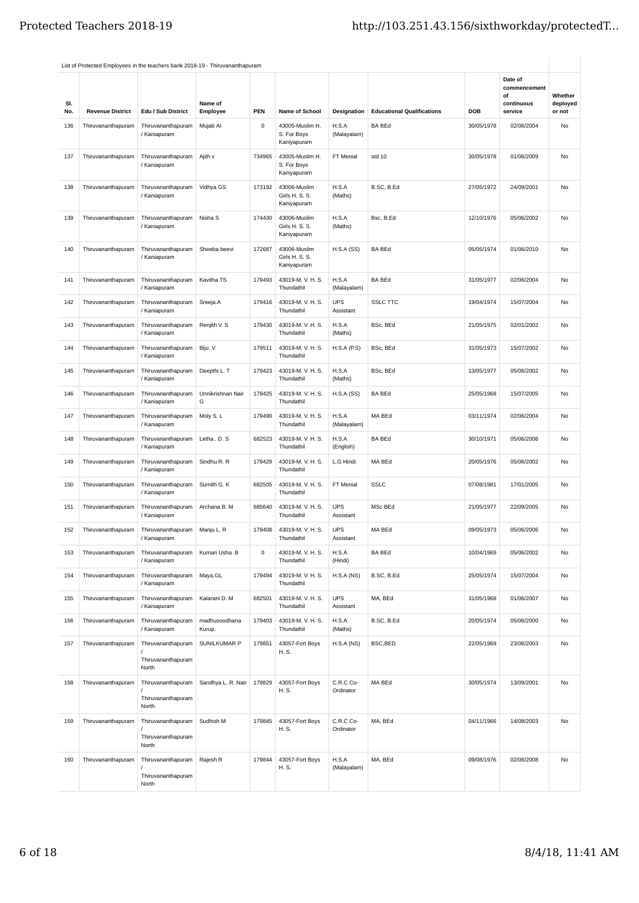List of Protected Employees in the teachers bank 2018-19 - Thiruvananthapuram

| Sl. No. | Revenue District | Edu / Sub District | Name of Employee | PEN | Name of School | Designation | Educational Qualifications | DOB | Date of commencement of continuous service | Whether deployed or not |
|---|---|---|---|---|---|---|---|---|---|---|
| 136 | Thiruvananthapuram | Thiruvananthapuram / Kaniapuram | Mujab Al | 0 | 43005-Muslim H. S. For Boys Kaniyapuram | H.S.A (Malayalam) | BA BEd | 30/05/1978 | 02/06/2004 | No |
| 137 | Thiruvananthapuram | Thiruvananthapuram / Kaniapuram | Ajith v | 734965 | 43005-Muslim H. S. For Boys Kaniyapuram | FT Menial | std 10 | 30/05/1978 | 01/06/2009 | No |
| 138 | Thiruvananthapuram | Thiruvananthapuram / Kaniapuram | Vidhya GS | 173192 | 43006-Muslim Girls H. S. S. Kaniyapuram | H.S.A (Maths) | B.SC, B.Ed | 27/05/1972 | 24/09/2001 | No |
| 139 | Thiruvananthapuram | Thiruvananthapuram / Kaniapuram | Nisha S | 174430 | 43006-Muslim Girls H. S. S. Kaniyapuram | H.S.A (Maths) | Bsc, B.Ed | 12/10/1976 | 05/06/2002 | No |
| 140 | Thiruvananthapuram | Thiruvananthapuram / Kaniapuram | Sheeba beevi | 172687 | 43006-Muslim Girls H. S. S. Kaniyapuram | H.S.A (SS) | BA BEd | 05/05/1974 | 01/06/2010 | No |
| 141 | Thiruvananthapuram | Thiruvananthapuram / Kaniapuram | Kavitha TS | 179493 | 43019-M. V. H. S. Thundathil | H.S.A (Malayalam) | BA BEd | 31/05/1977 | 02/06/2004 | No |
| 142 | Thiruvananthapuram | Thiruvananthapuram / Kaniapuram | Sreeja.A | 179416 | 43019-M. V. H. S. Thundathil | UPS Assistant | SSLC TTC | 19/04/1974 | 15/07/2004 | No |
| 143 | Thiruvananthapuram | Thiruvananthapuram / Kaniapuram | Renjith V. S | 179430 | 43019-M. V. H. S. Thundathil | H.S.A (Maths) | BSc, BEd | 21/05/1975 | 02/01/2002 | No |
| 144 | Thiruvananthapuram | Thiruvananthapuram / Kaniapuram | Biju. V | 179511 | 43019-M. V. H. S. Thundathil | H.S.A (P.S) | BSc, BEd | 31/05/1973 | 15/07/2002 | No |
| 145 | Thiruvananthapuram | Thiruvananthapuram / Kaniapuram | Deepthi L. T | 179423 | 43019-M. V. H. S. Thundathil | H.S.A (Maths) | BSc, BEd | 13/05/1977 | 05/06/2002 | No |
| 146 | Thiruvananthapuram | Thiruvananthapuram / Kaniapuram | Unnikrishnan Nair G | 179425 | 43019-M. V. H. S. Thundathil | H.S.A (SS) | BA BEd | 25/05/1968 | 15/07/2005 | No |
| 147 | Thiruvananthapuram | Thiruvananthapuram / Kaniapuram | Moly S. L | 179490 | 43019-M. V. H. S. Thundathil | H.S.A (Malayalam) | MA BEd | 03/11/1974 | 02/06/2004 | No |
| 148 | Thiruvananthapuram | Thiruvananthapuram / Kaniapuram | Letha . D. S | 682523 | 43019-M. V. H. S. Thundathil | H.S.A (English) | BA BEd | 30/10/1971 | 05/06/2006 | No |
| 149 | Thiruvananthapuram | Thiruvananthapuram / Kaniapuram | Sindhu R. R | 179429 | 43019-M. V. H. S. Thundathil | L.G Hindi | MA BEd | 20/05/1976 | 05/06/2002 | No |
| 150 | Thiruvananthapuram | Thiruvananthapuram / Kaniapuram | Sumith G. K | 682505 | 43019-M. V. H. S. Thundathil | FT Menial | SSLC | 07/08/1981 | 17/01/2005 | No |
| 151 | Thiruvananthapuram | Thiruvananthapuram / Kaniapuram | Archana B. M | 685640 | 43019-M. V. H. S. Thundathil | UPS Assistant | MSc BEd | 21/05/1977 | 22/09/2005 | No |
| 152 | Thiruvananthapuram | Thiruvananthapuram / Kaniapuram | Manju L. R | 179408 | 43019-M. V. H. S. Thundathil | UPS Assistant | MA BEd | 09/05/1973 | 05/06/2006 | No |
| 153 | Thiruvananthapuram | Thiruvananthapuram / Kaniapuram | Kumari Usha .B | 0 | 43019-M. V. H. S. Thundathil | H.S.A (Hindi) | BA BEd | 10/04/1969 | 05/06/2002 | No |
| 154 | Thiruvananthapuram | Thiruvananthapuram / Kaniapuram | Maya.GL | 179494 | 43019-M. V. H. S. Thundathil | H.S.A (NS) | B.SC, B.Ed | 25/05/1974 | 15/07/2004 | No |
| 155 | Thiruvananthapuram | Thiruvananthapuram / Kaniapuram | Kalarani D. M | 682501 | 43019-M. V. H. S. Thundathil | UPS Assistant | MA, BEd | 31/05/1968 | 01/06/2007 | No |
| 156 | Thiruvananthapuram | Thiruvananthapuram / Kaniapuram | madhusoodhana Kurup. | 179403 | 43019-M. V. H. S. Thundathil | H.S.A (Maths) | B.SC, B.Ed | 20/05/1974 | 05/06/2000 | No |
| 157 | Thiruvananthapuram | Thiruvananthapuram / Thiruvananthapuram North | SUNILKUMAR P | 179851 | 43057-Fort Boys H. S. | H.S.A (NS) | BSC,BED | 22/05/1969 | 23/06/2003 | No |
| 158 | Thiruvananthapuram | Thiruvananthapuram / Thiruvananthapuram North | Sandhya L. R. Nair | 179829 | 43057-Fort Boys H. S. | C.R.C Co-Ordinator | MA BEd | 30/05/1974 | 13/09/2001 | No |
| 159 | Thiruvananthapuram | Thiruvananthapuram / Thiruvananthapuram North | Sudhish M | 179845 | 43057-Fort Boys H. S. | C.R.C Co-Ordinator | MA, BEd | 04/11/1966 | 14/08/2003 | No |
| 160 | Thiruvananthapuram | Thiruvananthapuram / Thiruvananthapuram North | Rajesh R | 179844 | 43057-Fort Boys H. S. | H.S.A (Malayalam) | MA, BEd | 09/08/1976 | 02/06/2008 | No |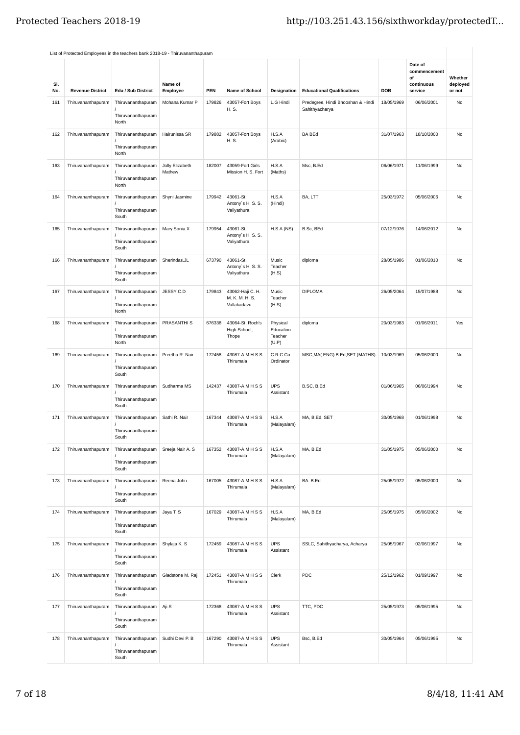List of Protected Employees in the teachers bank 2018-19 - Thiruvananthapuram

| Sl. No. | Revenue District | Edu / Sub District | Name of Employee | PEN | Name of School | Designation | Educational Qualifications | DOB | Date of commencement of continuous service | Whether deployed or not |
|---|---|---|---|---|---|---|---|---|---|---|
| 161 | Thiruvananthapuram | Thiruvananthapuram / Thiruvananthapuram North | Mohana Kumar P | 179826 | 43057-Fort Boys H. S. | L.G Hindi | Predegree, Hindi Bhooshan & Hindi Sahithyacharya | 18/05/1969 | 06/06/2001 | No |
| 162 | Thiruvananthapuram | Thiruvananthapuram / Thiruvananthapuram North | Hairunissa SR | 179882 | 43057-Fort Boys H. S. | H.S.A (Arabic) | BA BEd | 31/07/1963 | 18/10/2000 | No |
| 163 | Thiruvananthapuram | Thiruvananthapuram / Thiruvananthapuram North | Jolly Elizabeth Mathew | 182007 | 43059-Fort Girls Mission H. S. Fort | H.S.A (Maths) | Msc, B.Ed | 06/06/1971 | 11/06/1999 | No |
| 164 | Thiruvananthapuram | Thiruvananthapuram / Thiruvananthapuram South | Shyni Jasmine | 179942 | 43061-St. Antony`s H. S. S. Valiyathura | H.S.A (Hindi) | BA, LTT | 25/03/1972 | 05/06/2006 | No |
| 165 | Thiruvananthapuram | Thiruvananthapuram / Thiruvananthapuram South | Mary Sonia X | 179954 | 43061-St. Antony`s H. S. S. Valiyathura | H.S.A (NS) | B.Sc, BEd | 07/12/1976 | 14/06/2012 | No |
| 166 | Thiruvananthapuram | Thiruvananthapuram / Thiruvananthapuram South | Sherindas.JL | 673790 | 43061-St. Antony`s H. S. S. Valiyathura | Music Teacher (H.S) | diploma | 28/05/1986 | 01/06/2010 | No |
| 167 | Thiruvananthapuram | Thiruvananthapuram / Thiruvananthapuram North | JESSY C.D | 179843 | 43062-Haji C. H. M. K. M. H. S. Vallakadavu | Music Teacher (H.S) | DIPLOMA | 26/05/2064 | 15/07/1988 | No |
| 168 | Thiruvananthapuram | Thiruvananthapuram / Thiruvananthapuram North | PRASANTHI S | 676338 | 43064-St. Roch's High School, Thope | Physical Education Teacher (U.P) | diploma | 20/03/1983 | 01/06/2011 | Yes |
| 169 | Thiruvananthapuram | Thiruvananthapuram / Thiruvananthapuram South | Preetha R. Nair | 172458 | 43087-A M H S S Thirumala | C.R.C Co-Ordinator | MSC,MA( ENG) B.Ed,SET (MATHS) | 10/03/1969 | 05/06/2000 | No |
| 170 | Thiruvananthapuram | Thiruvananthapuram / Thiruvananthapuram South | Sudharma MS | 142437 | 43087-A M H S S Thirumala | UPS Assistant | B.SC, B.Ed | 01/06/1965 | 06/06/1994 | No |
| 171 | Thiruvananthapuram | Thiruvananthapuram / Thiruvananthapuram South | Sathi R. Nair | 167344 | 43087-A M H S S Thirumala | H.S.A (Malayalam) | MA, B.Ed, SET | 30/05/1968 | 01/06/1998 | No |
| 172 | Thiruvananthapuram | Thiruvananthapuram / Thiruvananthapuram South | Sreeja Nair A. S | 167352 | 43087-A M H S S Thirumala | H.S.A (Malayalam) | MA, B.Ed | 31/05/1975 | 05/06/2000 | No |
| 173 | Thiruvananthapuram | Thiruvananthapuram / Thiruvananthapuram South | Reena John | 167005 | 43087-A M H S S Thirumala | H.S.A (Malayalam) | BA. B.Ed | 25/05/1972 | 05/06/2000 | No |
| 174 | Thiruvananthapuram | Thiruvananthapuram / Thiruvananthapuram South | Jaya T. S | 167029 | 43087-A M H S S Thirumala | H.S.A (Malayalam) | MA, B.Ed | 25/05/1975 | 05/06/2002 | No |
| 175 | Thiruvananthapuram | Thiruvananthapuram / Thiruvananthapuram South | Shylaja K. S | 172459 | 43087-A M H S S Thirumala | UPS Assistant | SSLC, Sahithyacharya, Acharya | 25/05/1967 | 02/06/1997 | No |
| 176 | Thiruvananthapuram | Thiruvananthapuram / Thiruvananthapuram South | Gladstone M. Raj | 172451 | 43087-A M H S S Thirumala | Clerk | PDC | 25/12/1962 | 01/09/1997 | No |
| 177 | Thiruvananthapuram | Thiruvananthapuram / Thiruvananthapuram South | Aji S | 172368 | 43087-A M H S S Thirumala | UPS Assistant | TTC, PDC | 25/05/1973 | 05/06/1995 | No |
| 178 | Thiruvananthapuram | Thiruvananthapuram / Thiruvananthapuram South | Sudhi Devi P. B | 167290 | 43087-A M H S S Thirumala | UPS Assistant | Bsc, B.Ed | 30/05/1964 | 05/06/1995 | No |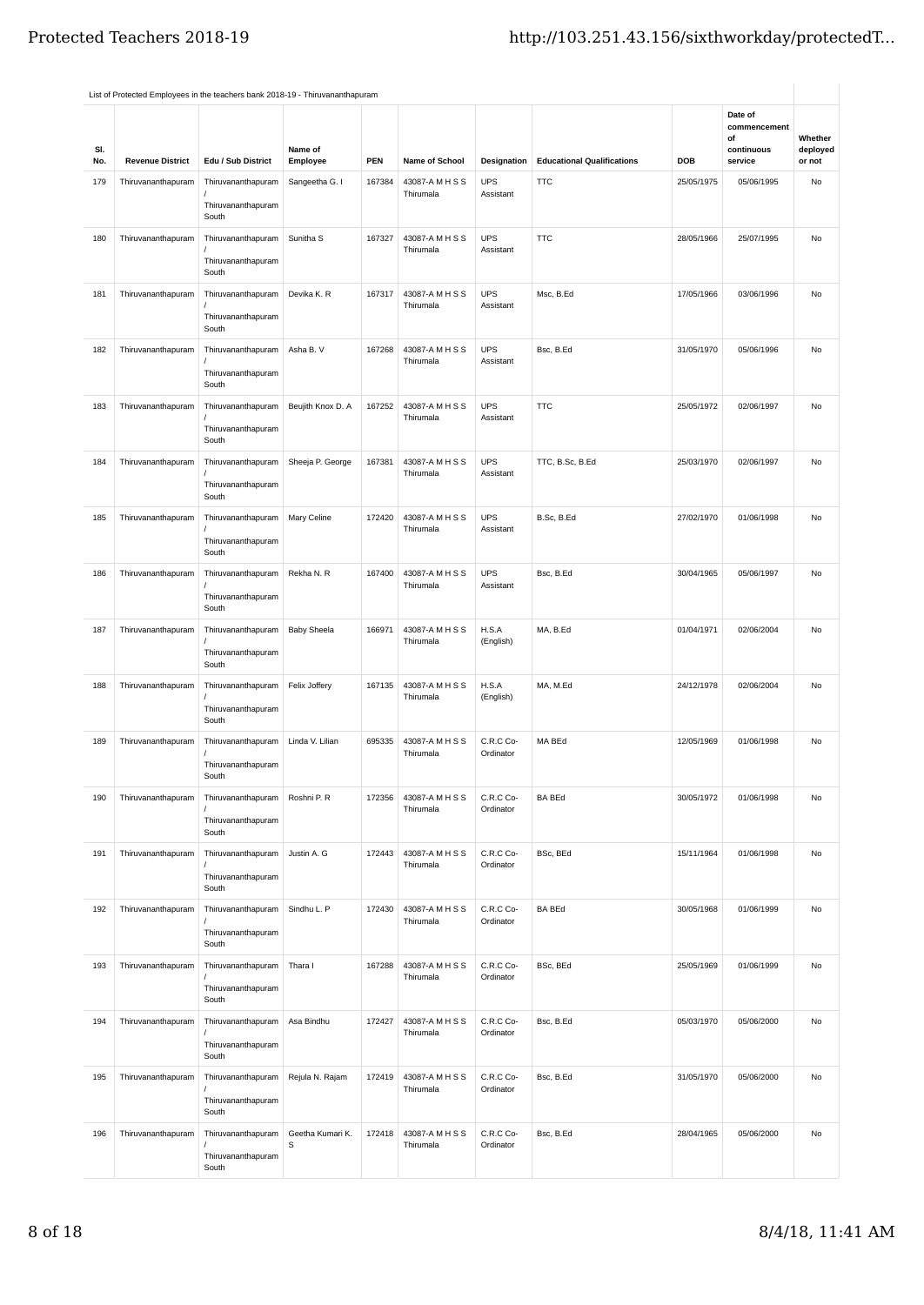List of Protected Employees in the teachers bank 2018-19 - Thiruvananthapuram

| Sl. No. | Revenue District | Edu / Sub District | Name of Employee | PEN | Name of School | Designation | Educational Qualifications | DOB | Date of commencement of continuous service | Whether deployed or not |
|---|---|---|---|---|---|---|---|---|---|---|
| 179 | Thiruvananthapuram | Thiruvananthapuram / Thiruvananthapuram South | Sangeetha G. I | 167384 | 43087-A M H S S Thirumala | UPS Assistant | TTC | 25/05/1975 | 05/06/1995 | No |
| 180 | Thiruvananthapuram | Thiruvananthapuram / Thiruvananthapuram South | Sunitha S | 167327 | 43087-A M H S S Thirumala | UPS Assistant | TTC | 28/05/1966 | 25/07/1995 | No |
| 181 | Thiruvananthapuram | Thiruvananthapuram / Thiruvananthapuram South | Devika K. R | 167317 | 43087-A M H S S Thirumala | UPS Assistant | Msc, B.Ed | 17/05/1966 | 03/06/1996 | No |
| 182 | Thiruvananthapuram | Thiruvananthapuram / Thiruvananthapuram South | Asha B. V | 167268 | 43087-A M H S S Thirumala | UPS Assistant | Bsc, B.Ed | 31/05/1970 | 05/06/1996 | No |
| 183 | Thiruvananthapuram | Thiruvananthapuram / Thiruvananthapuram South | Beujith Knox D. A | 167252 | 43087-A M H S S Thirumala | UPS Assistant | TTC | 25/05/1972 | 02/06/1997 | No |
| 184 | Thiruvananthapuram | Thiruvananthapuram / Thiruvananthapuram South | Sheeja P. George | 167381 | 43087-A M H S S Thirumala | UPS Assistant | TTC, B.Sc, B.Ed | 25/03/1970 | 02/06/1997 | No |
| 185 | Thiruvananthapuram | Thiruvananthapuram / Thiruvananthapuram South | Mary Celine | 172420 | 43087-A M H S S Thirumala | UPS Assistant | B.Sc, B.Ed | 27/02/1970 | 01/06/1998 | No |
| 186 | Thiruvananthapuram | Thiruvananthapuram / Thiruvananthapuram South | Rekha N. R | 167400 | 43087-A M H S S Thirumala | UPS Assistant | Bsc, B.Ed | 30/04/1965 | 05/06/1997 | No |
| 187 | Thiruvananthapuram | Thiruvananthapuram / Thiruvananthapuram South | Baby Sheela | 166971 | 43087-A M H S S Thirumala | H.S.A (English) | MA, B.Ed | 01/04/1971 | 02/06/2004 | No |
| 188 | Thiruvananthapuram | Thiruvananthapuram / Thiruvananthapuram South | Felix Joffery | 167135 | 43087-A M H S S Thirumala | H.S.A (English) | MA, M.Ed | 24/12/1978 | 02/06/2004 | No |
| 189 | Thiruvananthapuram | Thiruvananthapuram / Thiruvananthapuram South | Linda V. Lilian | 695335 | 43087-A M H S S Thirumala | C.R.C Co-Ordinator | MA BEd | 12/05/1969 | 01/06/1998 | No |
| 190 | Thiruvananthapuram | Thiruvananthapuram / Thiruvananthapuram South | Roshni P. R | 172356 | 43087-A M H S S Thirumala | C.R.C Co-Ordinator | BA BEd | 30/05/1972 | 01/06/1998 | No |
| 191 | Thiruvananthapuram | Thiruvananthapuram / Thiruvananthapuram South | Justin A. G | 172443 | 43087-A M H S S Thirumala | C.R.C Co-Ordinator | BSc, BEd | 15/11/1964 | 01/06/1998 | No |
| 192 | Thiruvananthapuram | Thiruvananthapuram / Thiruvananthapuram South | Sindhu L. P | 172430 | 43087-A M H S S Thirumala | C.R.C Co-Ordinator | BA BEd | 30/05/1968 | 01/06/1999 | No |
| 193 | Thiruvananthapuram | Thiruvananthapuram / Thiruvananthapuram South | Thara I | 167288 | 43087-A M H S S Thirumala | C.R.C Co-Ordinator | BSc, BEd | 25/05/1969 | 01/06/1999 | No |
| 194 | Thiruvananthapuram | Thiruvananthapuram / Thiruvananthapuram South | Asa Bindhu | 172427 | 43087-A M H S S Thirumala | C.R.C Co-Ordinator | Bsc, B.Ed | 05/03/1970 | 05/06/2000 | No |
| 195 | Thiruvananthapuram | Thiruvananthapuram / Thiruvananthapuram South | Rejula N. Rajam | 172419 | 43087-A M H S S Thirumala | C.R.C Co-Ordinator | Bsc, B.Ed | 31/05/1970 | 05/06/2000 | No |
| 196 | Thiruvananthapuram | Thiruvananthapuram / Thiruvananthapuram South | Geetha Kumari K. S | 172418 | 43087-A M H S S Thirumala | C.R.C Co-Ordinator | Bsc, B.Ed | 28/04/1965 | 05/06/2000 | No |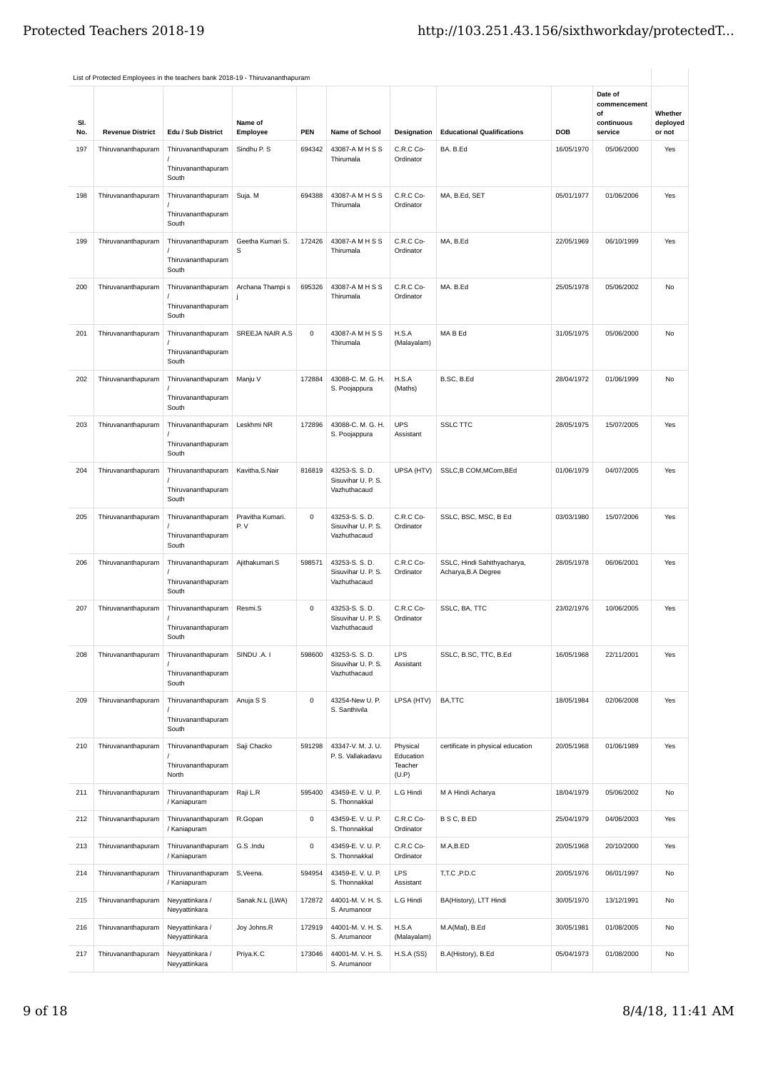List of Protected Employees in the teachers bank 2018-19 - Thiruvananthapuram

| Sl. No. | Revenue District | Edu / Sub District | Name of Employee | PEN | Name of School | Designation | Educational Qualifications | DOB | Date of commencement of continuous service | Whether deployed or not |
|---|---|---|---|---|---|---|---|---|---|---|
| 197 | Thiruvananthapuram | Thiruvananthapuram / Thiruvananthapuram South | Sindhu P. S | 694342 | 43087-A M H S S Thirumala | C.R.C Co-Ordinator | BA. B.Ed | 16/05/1970 | 05/06/2000 | Yes |
| 198 | Thiruvananthapuram | Thiruvananthapuram / Thiruvananthapuram South | Suja. M | 694388 | 43087-A M H S S Thirumala | C.R.C Co-Ordinator | MA, B.Ed, SET | 05/01/1977 | 01/06/2006 | Yes |
| 199 | Thiruvananthapuram | Thiruvananthapuram / Thiruvananthapuram South | Geetha Kumari S. S | 172426 | 43087-A M H S S Thirumala | C.R.C Co-Ordinator | MA, B.Ed | 22/05/1969 | 06/10/1999 | Yes |
| 200 | Thiruvananthapuram | Thiruvananthapuram / Thiruvananthapuram South | Archana Thampi s j | 695326 | 43087-A M H S S Thirumala | C.R.C Co-Ordinator | MA. B.Ed | 25/05/1978 | 05/06/2002 | No |
| 201 | Thiruvananthapuram | Thiruvananthapuram / Thiruvananthapuram South | SREEJA NAIR A.S | 0 | 43087-A M H S S Thirumala | H.S.A (Malayalam) | MA B Ed | 31/05/1975 | 05/06/2000 | No |
| 202 | Thiruvananthapuram | Thiruvananthapuram / Thiruvananthapuram South | Manju V | 172884 | 43088-C. M. G. H. S. Poojappura | H.S.A (Maths) | B.SC, B.Ed | 28/04/1972 | 01/06/1999 | No |
| 203 | Thiruvananthapuram | Thiruvananthapuram / Thiruvananthapuram South | Leskhmi NR | 172896 | 43088-C. M. G. H. S. Poojappura | UPS Assistant | SSLC TTC | 28/05/1975 | 15/07/2005 | Yes |
| 204 | Thiruvananthapuram | Thiruvananthapuram / Thiruvananthapuram South | Kavitha.S.Nair | 816819 | 43253-S. S. D. Sisuvihar U. P. S. Vazhuthacaud | UPSA (HTV) | SSLC,B COM,MCom,BEd | 01/06/1979 | 04/07/2005 | Yes |
| 205 | Thiruvananthapuram | Thiruvananthapuram / Thiruvananthapuram South | Pravitha Kumari. P. V | 0 | 43253-S. S. D. Sisuvihar U. P. S. Vazhuthacaud | C.R.C Co-Ordinator | SSLC, BSC, MSC, B Ed | 03/03/1980 | 15/07/2006 | Yes |
| 206 | Thiruvananthapuram | Thiruvananthapuram / Thiruvananthapuram South | Ajithakumari.S | 598571 | 43253-S. S. D. Sisuvihar U. P. S. Vazhuthacaud | C.R.C Co-Ordinator | SSLC, Hindi Sahithyacharya, Acharya,B.A Degree | 28/05/1978 | 06/06/2001 | Yes |
| 207 | Thiruvananthapuram | Thiruvananthapuram / Thiruvananthapuram South | Resmi.S | 0 | 43253-S. S. D. Sisuvihar U. P. S. Vazhuthacaud | C.R.C Co-Ordinator | SSLC, BA, TTC | 23/02/1976 | 10/06/2005 | Yes |
| 208 | Thiruvananthapuram | Thiruvananthapuram / Thiruvananthapuram South | SINDU .A. I | 598600 | 43253-S. S. D. Sisuvihar U. P. S. Vazhuthacaud | LPS Assistant | SSLC, B.SC, TTC, B.Ed | 16/05/1968 | 22/11/2001 | Yes |
| 209 | Thiruvananthapuram | Thiruvananthapuram / Thiruvananthapuram South | Anuja S S | 0 | 43254-New U. P. S. Santhivila | LPSA (HTV) | BA,TTC | 18/05/1984 | 02/06/2008 | Yes |
| 210 | Thiruvananthapuram | Thiruvananthapuram / Thiruvananthapuram North | Saji Chacko | 591298 | 43347-V. M. J. U. P. S. Vallakadavu | Physical Education Teacher (U.P) | certificate in physical education | 20/05/1968 | 01/06/1989 | Yes |
| 211 | Thiruvananthapuram | Thiruvananthapuram / Kaniapuram | Raji L.R | 595400 | 43459-E. V. U. P. S. Thonnakkal | L.G Hindi | M A Hindi Acharya | 18/04/1979 | 05/06/2002 | No |
| 212 | Thiruvananthapuram | Thiruvananthapuram / Kaniapuram | R.Gopan | 0 | 43459-E. V. U. P. S. Thonnakkal | C.R.C Co-Ordinator | B S C, B ED | 25/04/1979 | 04/06/2003 | Yes |
| 213 | Thiruvananthapuram | Thiruvananthapuram / Kaniapuram | G.S .Indu | 0 | 43459-E. V. U. P. S. Thonnakkal | C.R.C Co-Ordinator | M.A,B.ED | 20/05/1968 | 20/10/2000 | Yes |
| 214 | Thiruvananthapuram | Thiruvananthapuram / Kaniapuram | S,Veena. | 594954 | 43459-E. V. U. P. S. Thonnakkal | LPS Assistant | T,T.C ,P.D.C | 20/05/1976 | 06/01/1997 | No |
| 215 | Thiruvananthapuram | Neyyattinkara / Neyyattinkara | Sanak.N.L (LWA) | 172872 | 44001-M. V. H. S. S. Arumanoor | L.G Hindi | BA(History), LTT Hindi | 30/05/1970 | 13/12/1991 | No |
| 216 | Thiruvananthapuram | Neyyattinkara / Neyyattinkara | Joy Johns.R | 172919 | 44001-M. V. H. S. S. Arumanoor | H.S.A (Malayalam) | M.A(Mal), B.Ed | 30/05/1981 | 01/08/2005 | No |
| 217 | Thiruvananthapuram | Neyyattinkara / Neyyattinkara | Priya.K.C | 173046 | 44001-M. V. H. S. S. Arumanoor | H.S.A (SS) | B.A(History), B.Ed | 05/04/1973 | 01/08/2000 | No |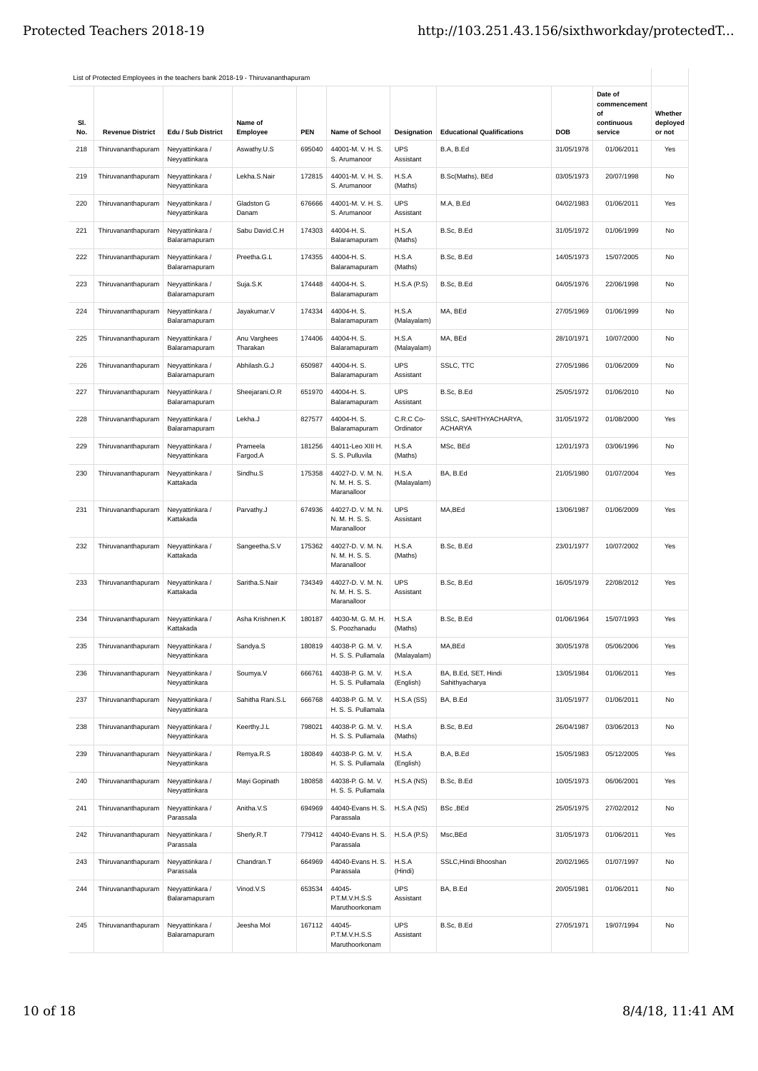List of Protected Employees in the teachers bank 2018-19 - Thiruvananthapuram

| Sl. No. | Revenue District | Edu / Sub District | Name of Employee | PEN | Name of School | Designation | Educational Qualifications | DOB | Date of commencement of continuous service | Whether deployed or not |
|---|---|---|---|---|---|---|---|---|---|---|
| 218 | Thiruvananthapuram | Neyyattinkara / Neyyattinkara | Aswathy.U.S | 695040 | 44001-M. V. H. S. S. Arumanoor | UPS Assistant | B.A, B.Ed | 31/05/1978 | 01/06/2011 | Yes |
| 219 | Thiruvananthapuram | Neyyattinkara / Neyyattinkara | Lekha.S.Nair | 172815 | 44001-M. V. H. S. S. Arumanoor | H.S.A (Maths) | B.Sc(Maths), BEd | 03/05/1973 | 20/07/1998 | No |
| 220 | Thiruvananthapuram | Neyyattinkara / Neyyattinkara | Gladston G Danam | 676666 | 44001-M. V. H. S. S. Arumanoor | UPS Assistant | M.A, B.Ed | 04/02/1983 | 01/06/2011 | Yes |
| 221 | Thiruvananthapuram | Neyyattinkara / Balaramapuram | Sabu David.C.H | 174303 | 44004-H. S. Balaramapuram | H.S.A (Maths) | B.Sc, B.Ed | 31/05/1972 | 01/06/1999 | No |
| 222 | Thiruvananthapuram | Neyyattinkara / Balaramapuram | Preetha.G.L | 174355 | 44004-H. S. Balaramapuram | H.S.A (Maths) | B.Sc, B.Ed | 14/05/1973 | 15/07/2005 | No |
| 223 | Thiruvananthapuram | Neyyattinkara / Balaramapuram | Suja.S.K | 174448 | 44004-H. S. Balaramapuram | H.S.A (P.S) | B.Sc, B.Ed | 04/05/1976 | 22/06/1998 | No |
| 224 | Thiruvananthapuram | Neyyattinkara / Balaramapuram | Jayakumar.V | 174334 | 44004-H. S. Balaramapuram | H.S.A (Malayalam) | MA, BEd | 27/05/1969 | 01/06/1999 | No |
| 225 | Thiruvananthapuram | Neyyattinkara / Balaramapuram | Anu Varghees Tharakan | 174406 | 44004-H. S. Balaramapuram | H.S.A (Malayalam) | MA, BEd | 28/10/1971 | 10/07/2000 | No |
| 226 | Thiruvananthapuram | Neyyattinkara / Balaramapuram | Abhilash.G.J | 650987 | 44004-H. S. Balaramapuram | UPS Assistant | SSLC, TTC | 27/05/1986 | 01/06/2009 | No |
| 227 | Thiruvananthapuram | Neyyattinkara / Balaramapuram | Sheejarani.O.R | 651970 | 44004-H. S. Balaramapuram | UPS Assistant | B.Sc, B.Ed | 25/05/1972 | 01/06/2010 | No |
| 228 | Thiruvananthapuram | Neyyattinkara / Balaramapuram | Lekha.J | 827577 | 44004-H. S. Balaramapuram | C.R.C Co-Ordinator | SSLC, SAHITHYACHARYA, ACHARYA | 31/05/1972 | 01/08/2000 | Yes |
| 229 | Thiruvananthapuram | Neyyattinkara / Neyyattinkara | Prameela Fargod.A | 181256 | 44011-Leo XIII H. S. S. Pulluvila | H.S.A (Maths) | MSc, BEd | 12/01/1973 | 03/06/1996 | No |
| 230 | Thiruvananthapuram | Neyyattinkara / Kattakada | Sindhu.S | 175358 | 44027-D. V. M. N. N. M. H. S. S. Maranalloor | H.S.A (Malayalam) | BA, B.Ed | 21/05/1980 | 01/07/2004 | Yes |
| 231 | Thiruvananthapuram | Neyyattinkara / Kattakada | Parvathy.J | 674936 | 44027-D. V. M. N. N. M. H. S. S. Maranalloor | UPS Assistant | MA,BEd | 13/06/1987 | 01/06/2009 | Yes |
| 232 | Thiruvananthapuram | Neyyattinkara / Kattakada | Sangeetha.S.V | 175362 | 44027-D. V. M. N. N. M. H. S. S. Maranalloor | H.S.A (Maths) | B.Sc, B.Ed | 23/01/1977 | 10/07/2002 | Yes |
| 233 | Thiruvananthapuram | Neyyattinkara / Kattakada | Saritha.S.Nair | 734349 | 44027-D. V. M. N. N. M. H. S. S. Maranalloor | UPS Assistant | B.Sc, B.Ed | 16/05/1979 | 22/08/2012 | Yes |
| 234 | Thiruvananthapuram | Neyyattinkara / Kattakada | Asha Krishnen.K | 180187 | 44030-M. G. M. H. S. Poozhanadu | H.S.A (Maths) | B.Sc, B.Ed | 01/06/1964 | 15/07/1993 | Yes |
| 235 | Thiruvananthapuram | Neyyattinkara / Neyyattinkara | Sandya.S | 180819 | 44038-P. G. M. V. H. S. S. Pullamala | H.S.A (Malayalam) | MA,BEd | 30/05/1978 | 05/06/2006 | Yes |
| 236 | Thiruvananthapuram | Neyyattinkara / Neyyattinkara | Soumya.V | 666761 | 44038-P. G. M. V. H. S. S. Pullamala | H.S.A (English) | BA, B.Ed, SET, Hindi Sahithyacharya | 13/05/1984 | 01/06/2011 | Yes |
| 237 | Thiruvananthapuram | Neyyattinkara / Neyyattinkara | Sahitha Rani.S.L | 666768 | 44038-P. G. M. V. H. S. S. Pullamala | H.S.A (SS) | BA, B.Ed | 31/05/1977 | 01/06/2011 | No |
| 238 | Thiruvananthapuram | Neyyattinkara / Neyyattinkara | Keerthy.J.L | 798021 | 44038-P. G. M. V. H. S. S. Pullamala | H.S.A (Maths) | B.Sc, B.Ed | 26/04/1987 | 03/06/2013 | No |
| 239 | Thiruvananthapuram | Neyyattinkara / Neyyattinkara | Remya.R.S | 180849 | 44038-P. G. M. V. H. S. S. Pullamala | H.S.A (English) | B.A, B.Ed | 15/05/1983 | 05/12/2005 | Yes |
| 240 | Thiruvananthapuram | Neyyattinkara / Neyyattinkara | Mayi Gopinath | 180858 | 44038-P. G. M. V. H. S. S. Pullamala | H.S.A (NS) | B.Sc, B.Ed | 10/05/1973 | 06/06/2001 | Yes |
| 241 | Thiruvananthapuram | Neyyattinkara / Parassala | Anitha.V.S | 694969 | 44040-Evans H. S. Parassala | H.S.A (NS) | BSc ,BEd | 25/05/1975 | 27/02/2012 | No |
| 242 | Thiruvananthapuram | Neyyattinkara / Parassala | Sherly.R.T | 779412 | 44040-Evans H. S. Parassala | H.S.A (P.S) | Msc,BEd | 31/05/1973 | 01/06/2011 | Yes |
| 243 | Thiruvananthapuram | Neyyattinkara / Parassala | Chandran.T | 664969 | 44040-Evans H. S. Parassala | H.S.A (Hindi) | SSLC,Hindi Bhooshan | 20/02/1965 | 01/07/1997 | No |
| 244 | Thiruvananthapuram | Neyyattinkara / Balaramapuram | Vinod.V.S | 653534 | 44045-P.T.M.V.H.S.S Maruthoorkonam | UPS Assistant | BA, B.Ed | 20/05/1981 | 01/06/2011 | No |
| 245 | Thiruvananthapuram | Neyyattinkara / Balaramapuram | Jeesha Mol | 167112 | 44045-P.T.M.V.H.S.S Maruthoorkonam | UPS Assistant | B.Sc, B.Ed | 27/05/1971 | 19/07/1994 | No |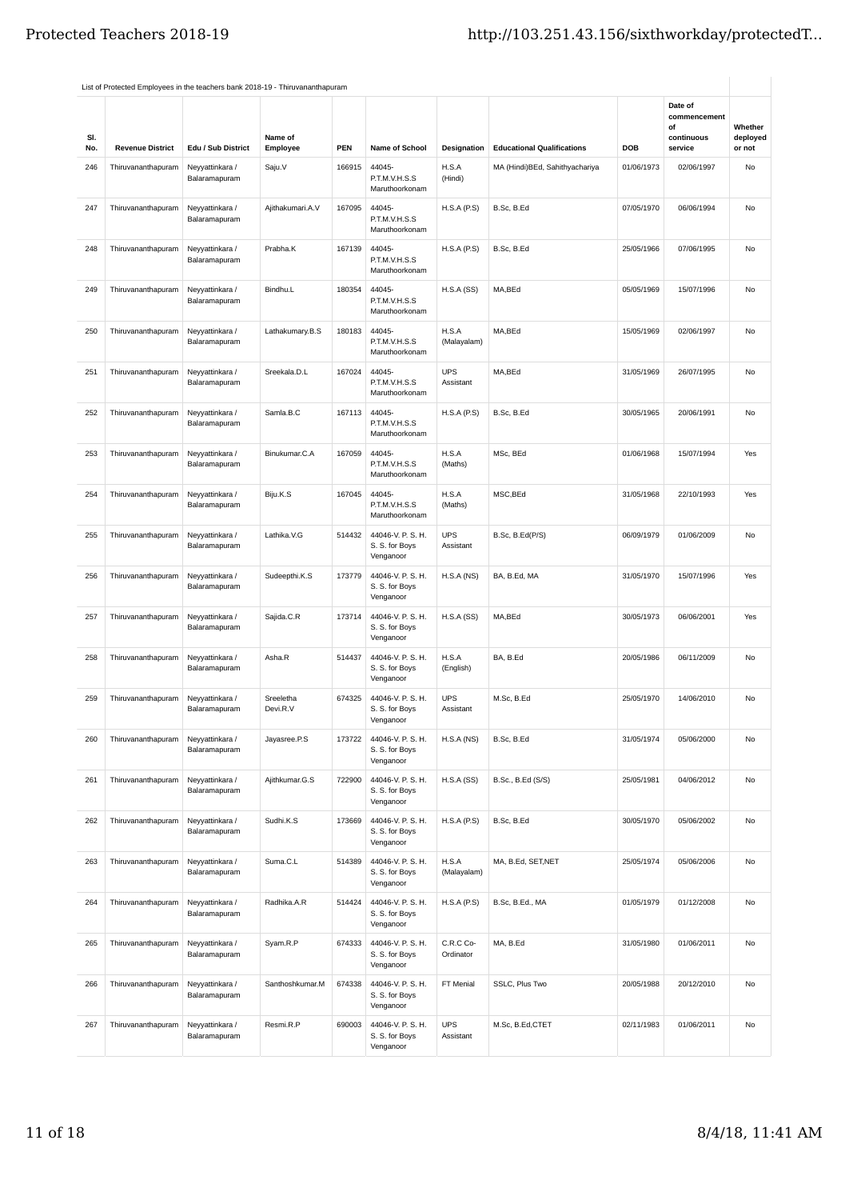List of Protected Employees in the teachers bank 2018-19 - Thiruvananthapuram

| Sl. No. | Revenue District | Edu / Sub District | Name of Employee | PEN | Name of School | Designation | Educational Qualifications | DOB | Date of commencement of continuous service | Whether deployed or not |
|---|---|---|---|---|---|---|---|---|---|---|
| 246 | Thiruvananthapuram | Neyyattinkara / Balaramapuram | Saju.V | 166915 | 44045-P.T.M.V.H.S.S Maruthoorkonam | H.S.A (Hindi) | MA (Hindi)BEd, Sahithyachariya | 01/06/1973 | 02/06/1997 | No |
| 247 | Thiruvananthapuram | Neyyattinkara / Balaramapuram | Ajithakumari.A.V | 167095 | 44045-P.T.M.V.H.S.S Maruthoorkonam | H.S.A (P.S) | B.Sc, B.Ed | 07/05/1970 | 06/06/1994 | No |
| 248 | Thiruvananthapuram | Neyyattinkara / Balaramapuram | Prabha.K | 167139 | 44045-P.T.M.V.H.S.S Maruthoorkonam | H.S.A (P.S) | B.Sc, B.Ed | 25/05/1966 | 07/06/1995 | No |
| 249 | Thiruvananthapuram | Neyyattinkara / Balaramapuram | Bindhu.L | 180354 | 44045-P.T.M.V.H.S.S Maruthoorkonam | H.S.A (SS) | MA,BEd | 05/05/1969 | 15/07/1996 | No |
| 250 | Thiruvananthapuram | Neyyattinkara / Balaramapuram | Lathakumary.B.S | 180183 | 44045-P.T.M.V.H.S.S Maruthoorkonam | H.S.A (Malayalam) | MA,BEd | 15/05/1969 | 02/06/1997 | No |
| 251 | Thiruvananthapuram | Neyyattinkara / Balaramapuram | Sreekala.D.L | 167024 | 44045-P.T.M.V.H.S.S Maruthoorkonam | UPS Assistant | MA,BEd | 31/05/1969 | 26/07/1995 | No |
| 252 | Thiruvananthapuram | Neyyattinkara / Balaramapuram | Samla.B.C | 167113 | 44045-P.T.M.V.H.S.S Maruthoorkonam | H.S.A (P.S) | B.Sc, B.Ed | 30/05/1965 | 20/06/1991 | No |
| 253 | Thiruvananthapuram | Neyyattinkara / Balaramapuram | Binukumar.C.A | 167059 | 44045-P.T.M.V.H.S.S Maruthoorkonam | H.S.A (Maths) | MSc, BEd | 01/06/1968 | 15/07/1994 | Yes |
| 254 | Thiruvananthapuram | Neyyattinkara / Balaramapuram | Biju.K.S | 167045 | 44045-P.T.M.V.H.S.S Maruthoorkonam | H.S.A (Maths) | MSC,BEd | 31/05/1968 | 22/10/1993 | Yes |
| 255 | Thiruvananthapuram | Neyyattinkara / Balaramapuram | Lathika.V.G | 514432 | 44046-V. P. S. H. S. S. for Boys Venganoor | UPS Assistant | B.Sc, B.Ed(P/S) | 06/09/1979 | 01/06/2009 | No |
| 256 | Thiruvananthapuram | Neyyattinkara / Balaramapuram | Sudeepthi.K.S | 173779 | 44046-V. P. S. H. S. S. for Boys Venganoor | H.S.A (NS) | BA, B.Ed, MA | 31/05/1970 | 15/07/1996 | Yes |
| 257 | Thiruvananthapuram | Neyyattinkara / Balaramapuram | Sajida.C.R | 173714 | 44046-V. P. S. H. S. S. for Boys Venganoor | H.S.A (SS) | MA,BEd | 30/05/1973 | 06/06/2001 | Yes |
| 258 | Thiruvananthapuram | Neyyattinkara / Balaramapuram | Asha.R | 514437 | 44046-V. P. S. H. S. S. for Boys Venganoor | H.S.A (English) | BA, B.Ed | 20/05/1986 | 06/11/2009 | No |
| 259 | Thiruvananthapuram | Neyyattinkara / Balaramapuram | Sreeletha Devi.R.V | 674325 | 44046-V. P. S. H. S. S. for Boys Venganoor | UPS Assistant | M.Sc, B.Ed | 25/05/1970 | 14/06/2010 | No |
| 260 | Thiruvananthapuram | Neyyattinkara / Balaramapuram | Jayasree.P.S | 173722 | 44046-V. P. S. H. S. S. for Boys Venganoor | H.S.A (NS) | B.Sc, B.Ed | 31/05/1974 | 05/06/2000 | No |
| 261 | Thiruvananthapuram | Neyyattinkara / Balaramapuram | Ajithkumar.G.S | 722900 | 44046-V. P. S. H. S. S. for Boys Venganoor | H.S.A (SS) | B.Sc., B.Ed (S/S) | 25/05/1981 | 04/06/2012 | No |
| 262 | Thiruvananthapuram | Neyyattinkara / Balaramapuram | Sudhi.K.S | 173669 | 44046-V. P. S. H. S. S. for Boys Venganoor | H.S.A (P.S) | B.Sc, B.Ed | 30/05/1970 | 05/06/2002 | No |
| 263 | Thiruvananthapuram | Neyyattinkara / Balaramapuram | Suma.C.L | 514389 | 44046-V. P. S. H. S. S. for Boys Venganoor | H.S.A (Malayalam) | MA, B.Ed, SET,NET | 25/05/1974 | 05/06/2006 | No |
| 264 | Thiruvananthapuram | Neyyattinkara / Balaramapuram | Radhika.A.R | 514424 | 44046-V. P. S. H. S. S. for Boys Venganoor | H.S.A (P.S) | B.Sc, B.Ed., MA | 01/05/1979 | 01/12/2008 | No |
| 265 | Thiruvananthapuram | Neyyattinkara / Balaramapuram | Syam.R.P | 674333 | 44046-V. P. S. H. S. S. for Boys Venganoor | C.R.C Co-Ordinator | MA, B.Ed | 31/05/1980 | 01/06/2011 | No |
| 266 | Thiruvananthapuram | Neyyattinkara / Balaramapuram | Santhoshkumar.M | 674338 | 44046-V. P. S. H. S. S. for Boys Venganoor | FT Menial | SSLC, Plus Two | 20/05/1988 | 20/12/2010 | No |
| 267 | Thiruvananthapuram | Neyyattinkara / Balaramapuram | Resmi.R.P | 690003 | 44046-V. P. S. H. S. S. for Boys Venganoor | UPS Assistant | M.Sc, B.Ed,CTET | 02/11/1983 | 01/06/2011 | No |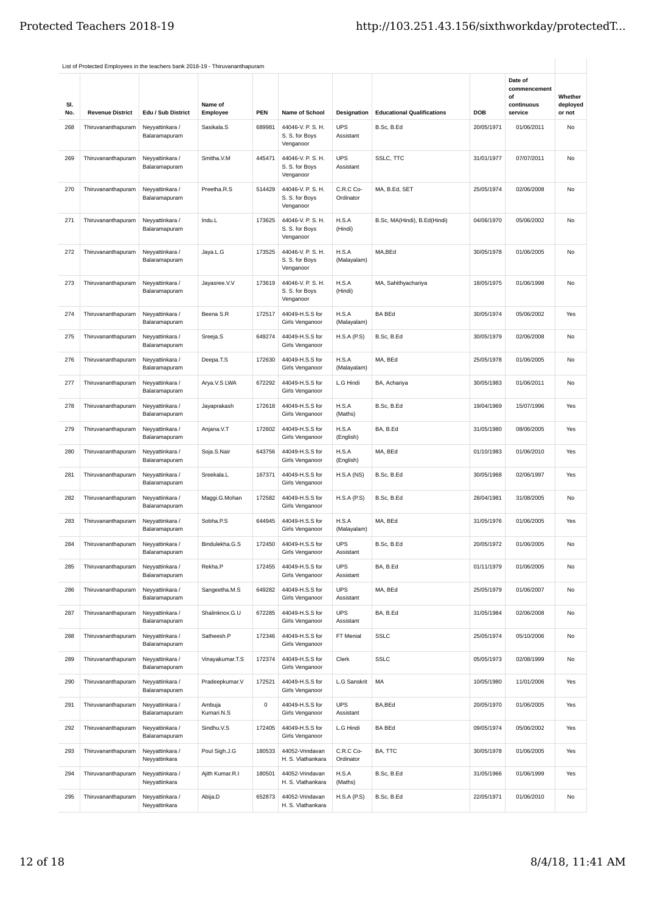List of Protected Employees in the teachers bank 2018-19 - Thiruvananthapuram

| Sl. No. | Revenue District | Edu / Sub District | Name of Employee | PEN | Name of School | Designation | Educational Qualifications | DOB | Date of commencement of continuous service | Whether deployed or not |
|---|---|---|---|---|---|---|---|---|---|---|
| 268 | Thiruvananthapuram | Neyyattinkara / Balaramapuram | Sasikala.S | 689981 | 44046-V. P. S. H. S. S. for Boys Venganoor | UPS Assistant | B.Sc, B.Ed | 20/05/1971 | 01/06/2011 | No |
| 269 | Thiruvananthapuram | Neyyattinkara / Balaramapuram | Smitha.V.M | 445471 | 44046-V. P. S. H. S. S. for Boys Venganoor | UPS Assistant | SSLC, TTC | 31/01/1977 | 07/07/2011 | No |
| 270 | Thiruvananthapuram | Neyyattinkara / Balaramapuram | Preetha.R.S | 514429 | 44046-V. P. S. H. S. S. for Boys Venganoor | C.R.C Co-Ordinator | MA, B.Ed, SET | 25/05/1974 | 02/06/2008 | No |
| 271 | Thiruvananthapuram | Neyyattinkara / Balaramapuram | Indu.L | 173625 | 44046-V. P. S. H. S. S. for Boys Venganoor | H.S.A (Hindi) | B.Sc, MA(Hindi), B.Ed(Hindi) | 04/06/1970 | 05/06/2002 | No |
| 272 | Thiruvananthapuram | Neyyattinkara / Balaramapuram | Jaya.L.G | 173525 | 44046-V. P. S. H. S. S. for Boys Venganoor | H.S.A (Malayalam) | MA,BEd | 30/05/1978 | 01/06/2005 | No |
| 273 | Thiruvananthapuram | Neyyattinkara / Balaramapuram | Jayasree.V.V | 173619 | 44046-V. P. S. H. S. S. for Boys Venganoor | H.S.A (Hindi) | MA, Sahithyachariya | 18/05/1975 | 01/06/1998 | No |
| 274 | Thiruvananthapuram | Neyyattinkara / Balaramapuram | Beena S.R | 172517 | 44049-H.S.S for Girls Venganoor | H.S.A (Malayalam) | BA BEd | 30/05/1974 | 05/06/2002 | Yes |
| 275 | Thiruvananthapuram | Neyyattinkara / Balaramapuram | Sreeja.S | 649274 | 44049-H.S.S for Girls Venganoor | H.S.A (P.S) | B.Sc, B.Ed | 30/05/1979 | 02/06/2008 | No |
| 276 | Thiruvananthapuram | Neyyattinkara / Balaramapuram | Deepa.T.S | 172630 | 44049-H.S.S for Girls Venganoor | H.S.A (Malayalam) | MA, BEd | 25/05/1978 | 01/06/2005 | No |
| 277 | Thiruvananthapuram | Neyyattinkara / Balaramapuram | Arya.V.S LWA | 672292 | 44049-H.S.S for Girls Venganoor | L.G Hindi | BA, Achariya | 30/05/1983 | 01/06/2011 | No |
| 278 | Thiruvananthapuram | Neyyattinkara / Balaramapuram | Jayaprakash | 172618 | 44049-H.S.S for Girls Venganoor | H.S.A (Maths) | B.Sc, B.Ed | 19/04/1969 | 15/07/1996 | Yes |
| 279 | Thiruvananthapuram | Neyyattinkara / Balaramapuram | Anjana.V.T | 172602 | 44049-H.S.S for Girls Venganoor | H.S.A (English) | BA, B.Ed | 31/05/1980 | 08/06/2005 | Yes |
| 280 | Thiruvananthapuram | Neyyattinkara / Balaramapuram | Soja.S.Nair | 643756 | 44049-H.S.S for Girls Venganoor | H.S.A (English) | MA, BEd | 01/10/1983 | 01/06/2010 | Yes |
| 281 | Thiruvananthapuram | Neyyattinkara / Balaramapuram | Sreekala.L | 167371 | 44049-H.S.S for Girls Venganoor | H.S.A (NS) | B.Sc, B.Ed | 30/05/1968 | 02/06/1997 | Yes |
| 282 | Thiruvananthapuram | Neyyattinkara / Balaramapuram | Maggi.G.Mohan | 172582 | 44049-H.S.S for Girls Venganoor | H.S.A (P.S) | B.Sc, B.Ed | 28/04/1981 | 31/08/2005 | No |
| 283 | Thiruvananthapuram | Neyyattinkara / Balaramapuram | Sobha.P.S | 644945 | 44049-H.S.S for Girls Venganoor | H.S.A (Malayalam) | MA, BEd | 31/05/1976 | 01/06/2005 | Yes |
| 284 | Thiruvananthapuram | Neyyattinkara / Balaramapuram | Bindulekha.G.S | 172450 | 44049-H.S.S for Girls Venganoor | UPS Assistant | B.Sc, B.Ed | 20/05/1972 | 01/06/2005 | No |
| 285 | Thiruvananthapuram | Neyyattinkara / Balaramapuram | Rekha.P | 172455 | 44049-H.S.S for Girls Venganoor | UPS Assistant | BA, B.Ed | 01/11/1979 | 01/06/2005 | No |
| 286 | Thiruvananthapuram | Neyyattinkara / Balaramapuram | Sangeetha.M.S | 649282 | 44049-H.S.S for Girls Venganoor | UPS Assistant | MA, BEd | 25/05/1979 | 01/06/2007 | No |
| 287 | Thiruvananthapuram | Neyyattinkara / Balaramapuram | Shalinknox.G.U | 672285 | 44049-H.S.S for Girls Venganoor | UPS Assistant | BA, B.Ed | 31/05/1984 | 02/06/2008 | No |
| 288 | Thiruvananthapuram | Neyyattinkara / Balaramapuram | Satheesh.P | 172346 | 44049-H.S.S for Girls Venganoor | FT Menial | SSLC | 25/05/1974 | 05/10/2006 | No |
| 289 | Thiruvananthapuram | Neyyattinkara / Balaramapuram | Vinayakumar.T.S | 172374 | 44049-H.S.S for Girls Venganoor | Clerk | SSLC | 05/05/1973 | 02/08/1999 | No |
| 290 | Thiruvananthapuram | Neyyattinkara / Balaramapuram | Pradeepkumar.V | 172521 | 44049-H.S.S for Girls Venganoor | L.G Sanskrit | MA | 10/05/1980 | 11/01/2006 | Yes |
| 291 | Thiruvananthapuram | Neyyattinkara / Balaramapuram | Ambuja Kumari.N.S | 0 | 44049-H.S.S for Girls Venganoor | UPS Assistant | BA,BEd | 20/05/1970 | 01/06/2005 | Yes |
| 292 | Thiruvananthapuram | Neyyattinkara / Balaramapuram | Sindhu.V.S | 172405 | 44049-H.S.S for Girls Venganoor | L.G Hindi | BA BEd | 09/05/1974 | 05/06/2002 | Yes |
| 293 | Thiruvananthapuram | Neyyattinkara / Neyyattinkara | Poul Sigh.J.G | 180533 | 44052-Vrindavan H. S. Vlathankara | C.R.C Co-Ordinator | BA, TTC | 30/05/1978 | 01/06/2005 | Yes |
| 294 | Thiruvananthapuram | Neyyattinkara / Neyyattinkara | Ajith Kumar.R.I | 180501 | 44052-Vrindavan H. S. Vlathankara | H.S.A (Maths) | B.Sc, B.Ed | 31/05/1966 | 01/06/1999 | Yes |
| 295 | Thiruvananthapuram | Neyyattinkara / Neyyattinkara | Abija.D | 652873 | 44052-Vrindavan H. S. Vlathankara | H.S.A (P.S) | B.Sc, B.Ed | 22/05/1971 | 01/06/2010 | No |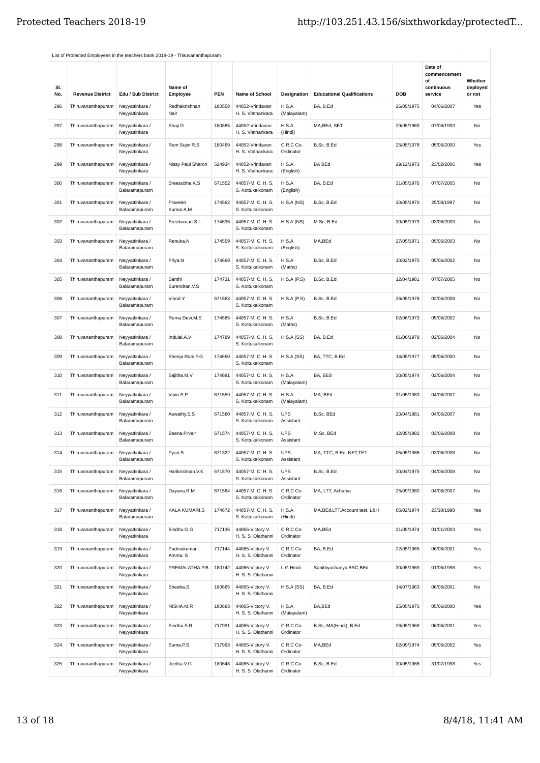List of Protected Employees in the teachers bank 2018-19 - Thiruvananthapuram

| Sl. No. | Revenue District | Edu / Sub District | Name of Employee | PEN | Name of School | Designation | Educational Qualifications | DOB | Date of commencement of continuous service | Whether deployed or not |
|---|---|---|---|---|---|---|---|---|---|---|
| 296 | Thiruvananthapuram | Neyyattinkara / Neyyattinkara | Radhakrishnan Nair | 180558 | 44052-Vrindavan H. S. Vlathankara | H.S.A (Malayalam) | BA, B.Ed | 26/05/1975 | 04/06/2007 | Yes |
| 297 | Thiruvananthapuram | Neyyattinkara / Neyyattinkara | Shaji.D | 180885 | 44052-Vrindavan H. S. Vlathankara | H.S.A (Hindi) | MA,BEd, SET | 29/05/1969 | 07/06/1993 | No |
| 298 | Thiruvananthapuram | Neyyattinkara / Neyyattinkara | Ram Sujin.R.S | 180469 | 44052-Vrindavan H. S. Vlathankara | C.R.C Co-Ordinator | B.Sc, B.Ed | 25/05/1978 | 05/06/2000 | Yes |
| 299 | Thiruvananthapuram | Neyyattinkara / Neyyattinkara | Nissy Paul Sharon | 524934 | 44052-Vrindavan H. S. Vlathankara | H.S.A (English) | BA BEd | 29/12/1973 | 23/02/2006 | Yes |
| 300 | Thiruvananthapuram | Neyyattinkara / Balaramapuram | Sreesubha.K.S | 671552 | 44057-M. C. H. S. S. Kottukalkonam | H.S.A (English) | BA, B.Ed | 31/05/1976 | 07/07/2005 | No |
| 301 | Thiruvananthapuram | Neyyattinkara / Balaramapuram | Praveen Kumar.A.M | 174562 | 44057-M. C. H. S. S. Kottukalkonam | H.S.A (NS) | B.Sc, B.Ed | 30/05/1970 | 25/08/1997 | No |
| 302 | Thiruvananthapuram | Neyyattinkara / Balaramapuram | Sreekumari.S.L | 174636 | 44057-M. C. H. S. S. Kottukalkonam | H.S.A (NS) | M.Sc, B.Ed | 30/05/1973 | 03/06/2003 | No |
| 303 | Thiruvananthapuram | Neyyattinkara / Balaramapuram | Renuka.N | 174559 | 44057-M. C. H. S. S. Kottukalkonam | H.S.A (English) | MA,BEd | 27/05/1971 | 05/06/2003 | No |
| 304 | Thiruvananthapuram | Neyyattinkara / Balaramapuram | Priya.N | 174669 | 44057-M. C. H. S. S. Kottukalkonam | H.S.A (Maths) | B.Sc, B.Ed | 10/02/1975 | 05/06/2002 | No |
| 305 | Thiruvananthapuram | Neyyattinkara / Balaramapuram | Santhi Surendran.V.S | 174731 | 44057-M. C. H. S. S. Kottukalkonam | H.S.A (P.S) | B.Sc, B.Ed | 12/04/1981 | 07/07/2005 | No |
| 306 | Thiruvananthapuram | Neyyattinkara / Balaramapuram | Vinod.Y | 671563 | 44057-M. C. H. S. S. Kottukalkonam | H.S.A (P.S) | B.Sc, B.Ed | 26/05/1978 | 02/06/2008 | No |
| 307 | Thiruvananthapuram | Neyyattinkara / Balaramapuram | Rema Devi.M.S | 174585 | 44057-M. C. H. S. S. Kottukalkonam | H.S.A (Maths) | B.Sc, B.Ed | 02/06/1973 | 05/06/2002 | No |
| 308 | Thiruvananthapuram | Neyyattinkara / Balaramapuram | Indulal.A.V | 174789 | 44057-M. C. H. S. S. Kottukalkonam | H.S.A (SS) | BA, B.Ed | 01/06/1978 | 02/06/2004 | No |
| 309 | Thiruvananthapuram | Neyyattinkara / Balaramapuram | Sheeja Rani.P.G | 174650 | 44057-M. C. H. S. S. Kottukalkonam | H.S.A (SS) | BA, TTC, B.Ed | 14/05/1977 | 05/06/2000 | No |
| 310 | Thiruvananthapuram | Neyyattinkara / Balaramapuram | Sajitha.M.V | 174681 | 44057-M. C. H. S. S. Kottukalkonam | H.S.A (Malayalam) | BA, BEd | 30/05/1974 | 02/06/2004 | No |
| 311 | Thiruvananthapuram | Neyyattinkara / Balaramapuram | Vipin.S.P | 671559 | 44057-M. C. H. S. S. Kottukalkonam | H.S.A (Malayalam) | MA, BEd | 31/05/1983 | 04/06/2007 | No |
| 312 | Thiruvananthapuram | Neyyattinkara / Balaramapuram | Aswathy.S.S | 671580 | 44057-M. C. H. S. S. Kottukalkonam | UPS Assistant | B.Sc, BEd | 20/04/1981 | 04/06/2007 | No |
| 313 | Thiruvananthapuram | Neyyattinkara / Balaramapuram | Beena.P.Nair | 671574 | 44057-M. C. H. S. S. Kottukalkonam | UPS Assistant | M.Sc, BEd | 12/05/1982 | 03/06/2008 | No |
| 314 | Thiruvananthapuram | Neyyattinkara / Balaramapuram | Pyari.S | 671322 | 44057-M. C. H. S. S. Kottukalkonam | UPS Assistant | MA, TTC, B.Ed, NET,TET | 05/05/1986 | 03/06/2008 | No |
| 315 | Thiruvananthapuram | Neyyattinkara / Balaramapuram | Harikrishnan.V.K | 671570 | 44057-M. C. H. S. S. Kottukalkonam | UPS Assistant | B.Sc, B.Ed | 30/04/1975 | 04/06/2008 | No |
| 316 | Thiruvananthapuram | Neyyattinkara / Balaramapuram | Dayana.R.M | 671564 | 44057-M. C. H. S. S. Kottukalkonam | C.R.C Co-Ordinator | MA, LTT, Acharya | 25/09/1980 | 04/06/2007 | No |
| 317 | Thiruvananthapuram | Neyyattinkara / Balaramapuram | KALA KUMARI.S | 174672 | 44057-M. C. H. S. S. Kottukalkonam | H.S.A (Hindi) | MA,BEd,LTT,Account test, L&H | 05/02/1974 | 23/10/1998 | Yes |
| 318 | Thiruvananthapuram | Neyyattinkara / Neyyattinkara | Bindhu.G.G | 717136 | 44065-Victory V. H. S. S. Olathanni | C.R.C Co-Ordinator | MA,BEd | 31/05/1974 | 01/01/2003 | Yes |
| 319 | Thiruvananthapuram | Neyyattinkara / Neyyattinkara | Padmakumari Amma. S | 717144 | 44065-Victory V. H. S. S. Olathanni | C.R.C Co-Ordinator | BA, B.Ed | 22/05/1965 | 06/06/2001 | Yes |
| 320 | Thiruvananthapuram | Neyyattinkara / Neyyattinkara | PREMALATHA.P.B | 180742 | 44065-Victory V. H. S. S. Olathanni | L.G Hindi | Sahithyachariya,BSC,BEd | 30/05/1969 | 01/06/1998 | Yes |
| 321 | Thiruvananthapuram | Neyyattinkara / Neyyattinkara | Sheeba.S | 180665 | 44065-Victory V. H. S. S. Olathanni | H.S.A (SS) | BA, B.Ed | 14/07/1963 | 06/06/2001 | No |
| 322 | Thiruvananthapuram | Neyyattinkara / Neyyattinkara | NISHA.M.R | 180683 | 44065-Victory V. H. S. S. Olathanni | H.S.A (Malayalam) | BA,BEd | 25/05/1975 | 05/06/2000 | Yes |
| 323 | Thiruvananthapuram | Neyyattinkara / Neyyattinkara | Sindhu.S.R | 717991 | 44065-Victory V. H. S. S. Olathanni | C.R.C Co-Ordinator | B.Sc, MA(Hindi), B.Ed | 26/05/1968 | 06/06/2001 | Yes |
| 324 | Thiruvananthapuram | Neyyattinkara / Neyyattinkara | Suma.P.S | 717993 | 44065-Victory V. H. S. S. Olathanni | C.R.C Co-Ordinator | MA,BEd | 02/09/1974 | 05/06/2002 | Yes |
| 325 | Thiruvananthapuram | Neyyattinkara / Neyyattinkara | Jeetha.V.G | 180648 | 44065-Victory V. H. S. S. Olathanni | C.R.C Co-Ordinator | B.Sc, B.Ed | 30/05/1966 | 31/07/1998 | Yes |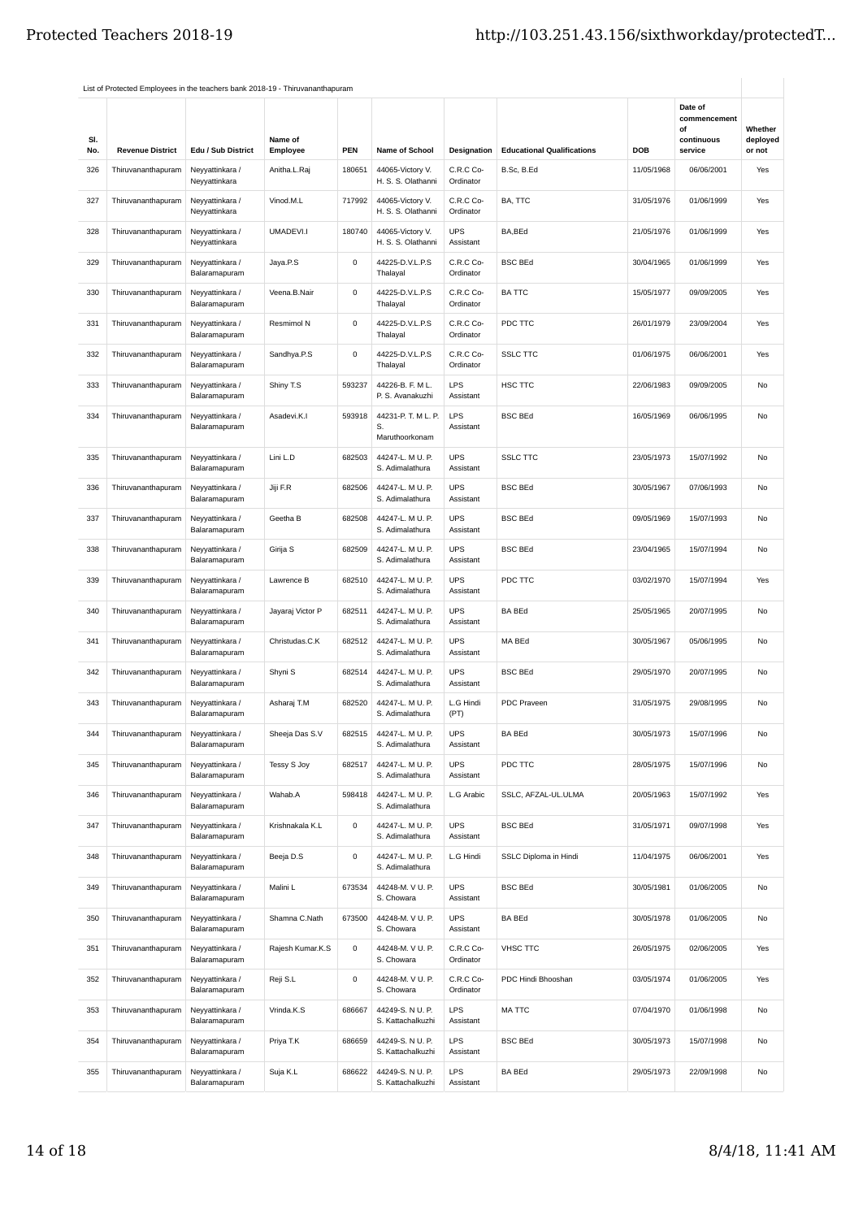List of Protected Employees in the teachers bank 2018-19 - Thiruvananthapuram

| Sl. No. | Revenue District | Edu / Sub District | Name of Employee | PEN | Name of School | Designation | Educational Qualifications | DOB | Date of commencement of continuous service | Whether deployed or not |
|---|---|---|---|---|---|---|---|---|---|---|
| 326 | Thiruvananthapuram | Neyyattinkara / Neyyattinkara | Anitha.L.Raj | 180651 | 44065-Victory V. H. S. S. Olathanni | C.R.C Co-Ordinator | B.Sc, B.Ed | 11/05/1968 | 06/06/2001 | Yes |
| 327 | Thiruvananthapuram | Neyyattinkara / Neyyattinkara | Vinod.M.L | 717992 | 44065-Victory V. H. S. S. Olathanni | C.R.C Co-Ordinator | BA, TTC | 31/05/1976 | 01/06/1999 | Yes |
| 328 | Thiruvananthapuram | Neyyattinkara / Neyyattinkara | UMADEVI.I | 180740 | 44065-Victory V. H. S. S. Olathanni | UPS Assistant | BA,BEd | 21/05/1976 | 01/06/1999 | Yes |
| 329 | Thiruvananthapuram | Neyyattinkara / Balaramapuram | Jaya.P.S | 0 | 44225-D.V.L.P.S Thalayal | C.R.C Co-Ordinator | BSC BEd | 30/04/1965 | 01/06/1999 | Yes |
| 330 | Thiruvananthapuram | Neyyattinkara / Balaramapuram | Veena.B.Nair | 0 | 44225-D.V.L.P.S Thalayal | C.R.C Co-Ordinator | BA TTC | 15/05/1977 | 09/09/2005 | Yes |
| 331 | Thiruvananthapuram | Neyyattinkara / Balaramapuram | Resmimol N | 0 | 44225-D.V.L.P.S Thalayal | C.R.C Co-Ordinator | PDC TTC | 26/01/1979 | 23/09/2004 | Yes |
| 332 | Thiruvananthapuram | Neyyattinkara / Balaramapuram | Sandhya.P.S | 0 | 44225-D.V.L.P.S Thalayal | C.R.C Co-Ordinator | SSLC TTC | 01/06/1975 | 06/06/2001 | Yes |
| 333 | Thiruvananthapuram | Neyyattinkara / Balaramapuram | Shiny T.S | 593237 | 44226-B. F. M L. P. S. Avanakuzhi | LPS Assistant | HSC TTC | 22/06/1983 | 09/09/2005 | No |
| 334 | Thiruvananthapuram | Neyyattinkara / Balaramapuram | Asadevi.K.I | 593918 | 44231-P. T. M L. P. S. Maruthoorkonam | LPS Assistant | BSC BEd | 16/05/1969 | 06/06/1995 | No |
| 335 | Thiruvananthapuram | Neyyattinkara / Balaramapuram | Lini L.D | 682503 | 44247-L. M U. P. S. Adimalathura | UPS Assistant | SSLC TTC | 23/05/1973 | 15/07/1992 | No |
| 336 | Thiruvananthapuram | Neyyattinkara / Balaramapuram | Jiji F.R | 682506 | 44247-L. M U. P. S. Adimalathura | UPS Assistant | BSC BEd | 30/05/1967 | 07/06/1993 | No |
| 337 | Thiruvananthapuram | Neyyattinkara / Balaramapuram | Geetha B | 682508 | 44247-L. M U. P. S. Adimalathura | UPS Assistant | BSC BEd | 09/05/1969 | 15/07/1993 | No |
| 338 | Thiruvananthapuram | Neyyattinkara / Balaramapuram | Girija S | 682509 | 44247-L. M U. P. S. Adimalathura | UPS Assistant | BSC BEd | 23/04/1965 | 15/07/1994 | No |
| 339 | Thiruvananthapuram | Neyyattinkara / Balaramapuram | Lawrence B | 682510 | 44247-L. M U. P. S. Adimalathura | UPS Assistant | PDC TTC | 03/02/1970 | 15/07/1994 | Yes |
| 340 | Thiruvananthapuram | Neyyattinkara / Balaramapuram | Jayaraj Victor P | 682511 | 44247-L. M U. P. S. Adimalathura | UPS Assistant | BA BEd | 25/05/1965 | 20/07/1995 | No |
| 341 | Thiruvananthapuram | Neyyattinkara / Balaramapuram | Christudas.C.K | 682512 | 44247-L. M U. P. S. Adimalathura | UPS Assistant | MA BEd | 30/05/1967 | 05/06/1995 | No |
| 342 | Thiruvananthapuram | Neyyattinkara / Balaramapuram | Shyni S | 682514 | 44247-L. M U. P. S. Adimalathura | UPS Assistant | BSC BEd | 29/05/1970 | 20/07/1995 | No |
| 343 | Thiruvananthapuram | Neyyattinkara / Balaramapuram | Asharaj T.M | 682520 | 44247-L. M U. P. S. Adimalathura | L.G Hindi (PT) | PDC Praveen | 31/05/1975 | 29/08/1995 | No |
| 344 | Thiruvananthapuram | Neyyattinkara / Balaramapuram | Sheeja Das S.V | 682515 | 44247-L. M U. P. S. Adimalathura | UPS Assistant | BA BEd | 30/05/1973 | 15/07/1996 | No |
| 345 | Thiruvananthapuram | Neyyattinkara / Balaramapuram | Tessy S Joy | 682517 | 44247-L. M U. P. S. Adimalathura | UPS Assistant | PDC TTC | 28/05/1975 | 15/07/1996 | No |
| 346 | Thiruvananthapuram | Neyyattinkara / Balaramapuram | Wahab.A | 598418 | 44247-L. M U. P. S. Adimalathura | L.G Arabic | SSLC, AFZAL-UL.ULMA | 20/05/1963 | 15/07/1992 | Yes |
| 347 | Thiruvananthapuram | Neyyattinkara / Balaramapuram | Krishnakala K.L | 0 | 44247-L. M U. P. S. Adimalathura | UPS Assistant | BSC BEd | 31/05/1971 | 09/07/1998 | Yes |
| 348 | Thiruvananthapuram | Neyyattinkara / Balaramapuram | Beeja D.S | 0 | 44247-L. M U. P. S. Adimalathura | L.G Hindi | SSLC Diploma in Hindi | 11/04/1975 | 06/06/2001 | Yes |
| 349 | Thiruvananthapuram | Neyyattinkara / Balaramapuram | Malini L | 673534 | 44248-M. V U. P. S. Chowara | UPS Assistant | BSC BEd | 30/05/1981 | 01/06/2005 | No |
| 350 | Thiruvananthapuram | Neyyattinkara / Balaramapuram | Shamna C.Nath | 673500 | 44248-M. V U. P. S. Chowara | UPS Assistant | BA BEd | 30/05/1978 | 01/06/2005 | No |
| 351 | Thiruvananthapuram | Neyyattinkara / Balaramapuram | Rajesh Kumar.K.S | 0 | 44248-M. V U. P. S. Chowara | C.R.C Co-Ordinator | VHSC TTC | 26/05/1975 | 02/06/2005 | Yes |
| 352 | Thiruvananthapuram | Neyyattinkara / Balaramapuram | Reji S.L | 0 | 44248-M. V U. P. S. Chowara | C.R.C Co-Ordinator | PDC Hindi Bhooshan | 03/05/1974 | 01/06/2005 | Yes |
| 353 | Thiruvananthapuram | Neyyattinkara / Balaramapuram | Vrinda.K.S | 686667 | 44249-S. N U. P. S. Kattachalkuzhi | LPS Assistant | MA TTC | 07/04/1970 | 01/06/1998 | No |
| 354 | Thiruvananthapuram | Neyyattinkara / Balaramapuram | Priya T.K | 686659 | 44249-S. N U. P. S. Kattachalkuzhi | LPS Assistant | BSC BEd | 30/05/1973 | 15/07/1998 | No |
| 355 | Thiruvananthapuram | Neyyattinkara / Balaramapuram | Suja K.L | 686622 | 44249-S. N U. P. S. Kattachalkuzhi | LPS Assistant | BA BEd | 29/05/1973 | 22/09/1998 | No |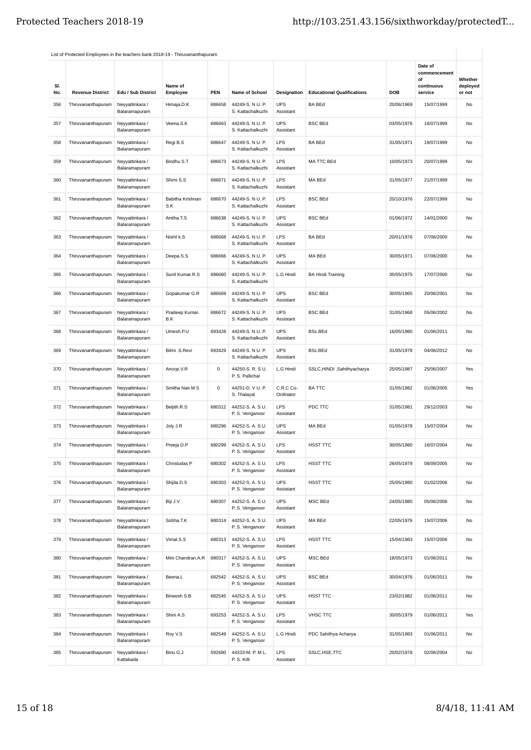List of Protected Employees in the teachers bank 2018-19 - Thiruvananthapuram

| Sl. No. | Revenue District | Edu / Sub District | Name of Employee | PEN | Name of School | Designation | Educational Qualifications | DOB | Date of commencement of continuous service | Whether deployed or not |
|---|---|---|---|---|---|---|---|---|---|---|
| 356 | Thiruvananthapuram | Neyyattinkara / Balaramapuram | Himaja.D.K | 686658 | 44249-S. N U. P. S. Kattachalkuzhi | UPS Assistant | BA BEd | 20/06/1969 | 15/07/1999 | No |
| 357 | Thiruvananthapuram | Neyyattinkara / Balaramapuram | Veena.S.K | 686663 | 44249-S. N U. P. S. Kattachalkuzhi | UPS Assistant | BSC BEd | 03/05/1976 | 16/07/1999 | No |
| 358 | Thiruvananthapuram | Neyyattinkara / Balaramapuram | Regi B.S | 686647 | 44249-S. N U. P. S. Kattachalkuzhi | LPS Assistant | BA BEd | 31/05/1971 | 19/07/1999 | No |
| 359 | Thiruvananthapuram | Neyyattinkara / Balaramapuram | Bindhu S.T | 686673 | 44249-S. N U. P. S. Kattachalkuzhi | LPS Assistant | MA TTC BEd | 10/05/1973 | 20/07/1999 | No |
| 360 | Thiruvananthapuram | Neyyattinkara / Balaramapuram | Shimi S.S | 686671 | 44249-S. N U. P. S. Kattachalkuzhi | LPS Assistant | MA BEd | 31/05/1977 | 21/07/1999 | No |
| 361 | Thiruvananthapuram | Neyyattinkara / Balaramapuram | Babitha Krishnan S.K | 686670 | 44249-S. N U. P. S. Kattachalkuzhi | LPS Assistant | BSC BEd | 20/10/1976 | 22/07/1999 | No |
| 362 | Thiruvananthapuram | Neyyattinkara / Balaramapuram | Anitha.T.S | 686638 | 44249-S. N U. P. S. Kattachalkuzhi | UPS Assistant | BSC BEd | 01/06/1972 | 14/01/2000 | No |
| 363 | Thiruvananthapuram | Neyyattinkara / Balaramapuram | Nishil k.S | 686668 | 44249-S. N U. P. S. Kattachalkuzhi | LPS Assistant | BA BEd | 20/01/1976 | 07/06/2000 | No |
| 364 | Thiruvananthapuram | Neyyattinkara / Balaramapuram | Deepa.S.S | 686666 | 44249-S. N U. P. S. Kattachalkuzhi | UPS Assistant | MA BEd | 30/05/1971 | 07/06/2000 | No |
| 365 | Thiruvananthapuram | Neyyattinkara / Balaramapuram | Sunil Kumar.R.S | 686660 | 44249-S. N U. P. S. Kattachalkuzhi | L.G Hindi | BA Hindi Training | 30/05/1975 | 17/07/2000 | No |
| 366 | Thiruvananthapuram | Neyyattinkara / Balaramapuram | Gopakumar G.R | 686669 | 44249-S. N U. P. S. Kattachalkuzhi | UPS Assistant | BSC BEd | 30/05/1965 | 20/06/2001 | No |
| 367 | Thiruvananthapuram | Neyyattinkara / Balaramapuram | Pradeep Kumar. B.K | 686672 | 44249-S. N U. P. S. Kattachalkuzhi | UPS Assistant | BSC BEd | 31/05/1968 | 05/06/2002 | No |
| 368 | Thiruvananthapuram | Neyyattinkara / Balaramapuram | Umesh.P.U | 693428 | 44249-S. N U. P. S. Kattachalkuzhi | UPS Assistant | BSc.BEd | 16/05/1980 | 01/06/2011 | No |
| 369 | Thiruvananthapuram | Neyyattinkara / Balaramapuram | Bilmi .S.Revi | 693429 | 44249-S. N U. P. S. Kattachalkuzhi | UPS Assistant | BSc.BEd | 31/05/1978 | 04/06/2012 | No |
| 370 | Thiruvananthapuram | Neyyattinkara / Balaramapuram | Anoop.V.R | 0 | 44250-S. R. S U. P. S. Pallichal | L.G Hindi | SSLC,HINDI ,Sahithyacharya | 25/05/1987 | 25/06/2007 | Yes |
| 371 | Thiruvananthapuram | Neyyattinkara / Balaramapuram | Smitha Nair.M.S | 0 | 44251-D. V U. P. S. Thalayal | C.R.C Co-Ordinator | BA TTC | 31/05/1982 | 01/06/2005 | Yes |
| 372 | Thiruvananthapuram | Neyyattinkara / Balaramapuram | Beljith.R.S | 680312 | 44252-S. A. S U. P. S. Venganoor | LPS Assistant | PDC TTC | 31/05/1981 | 29/12/2003 | No |
| 373 | Thiruvananthapuram | Neyyattinkara / Balaramapuram | Joly J.R | 680296 | 44252-S. A. S U. P. S. Venganoor | UPS Assistant | MA BEd | 01/05/1978 | 15/07/2004 | No |
| 374 | Thiruvananthapuram | Neyyattinkara / Balaramapuram | Preeja D.P | 680299 | 44252-S. A. S U. P. S. Venganoor | LPS Assistant | HSST TTC | 30/05/1980 | 16/07/2004 | No |
| 375 | Thiruvananthapuram | Neyyattinkara / Balaramapuram | Christudas P | 680302 | 44252-S. A. S U. P. S. Venganoor | LPS Assistant | HSST TTC | 26/05/1979 | 08/09/2005 | No |
| 376 | Thiruvananthapuram | Neyyattinkara / Balaramapuram | Shijila D.S | 680303 | 44252-S. A. S U. P. S. Venganoor | UPS Assistant | HSST TTC | 25/05/1980 | 01/02/2006 | No |
| 377 | Thiruvananthapuram | Neyyattinkara / Balaramapuram | Biji J.V | 680307 | 44252-S. A. S U. P. S. Venganoor | UPS Assistant | MSC BEd | 24/05/1980 | 05/06/2006 | No |
| 378 | Thiruvananthapuram | Neyyattinkara / Balaramapuram | Sobha.T.K | 680314 | 44252-S. A. S U. P. S. Venganoor | UPS Assistant | MA BEd | 22/05/1976 | 15/07/2006 | No |
| 379 | Thiruvananthapuram | Neyyattinkara / Balaramapuram | Vimal.S.S | 680313 | 44252-S. A. S U. P. S. Venganoor | LPS Assistant | HSST TTC | 15/04/1983 | 15/07/2006 | No |
| 380 | Thiruvananthapuram | Neyyattinkara / Balaramapuram | Mini Chandran.A.R | 680317 | 44252-S. A. S U. P. S. Venganoor | UPS Assistant | MSC BEd | 18/05/1973 | 01/06/2011 | No |
| 381 | Thiruvananthapuram | Neyyattinkara / Balaramapuram | Beena.L | 682542 | 44252-S. A. S U. P. S. Venganoor | UPS Assistant | BSC BEd | 30/04/1976 | 01/06/2011 | No |
| 382 | Thiruvananthapuram | Neyyattinkara / Balaramapuram | Bineesh S.B | 682545 | 44252-S. A. S U. P. S. Venganoor | UPS Assistant | HSST TTC | 23/02/1982 | 01/06/2011 | No |
| 383 | Thiruvananthapuram | Neyyattinkara / Balaramapuram | Shini A.S | 693253 | 44252-S. A. S U. P. S. Venganoor | LPS Assistant | VHSC TTC | 30/05/1979 | 01/06/2011 | Yes |
| 384 | Thiruvananthapuram | Neyyattinkara / Balaramapuram | Roy V.S | 682549 | 44252-S. A. S U. P. S. Venganoor | L.G Hindi | PDC Sahithya Acharya | 31/05/1983 | 01/06/2011 | No |
| 385 | Thiruvananthapuram | Neyyattinkara / Kattakada | Binu G.J | 592680 | 44333-M. P. M L. P. S. Killi | LPS Assistant | SSLC,HSE,TTC | 20/02/1978 | 02/06/2004 | No |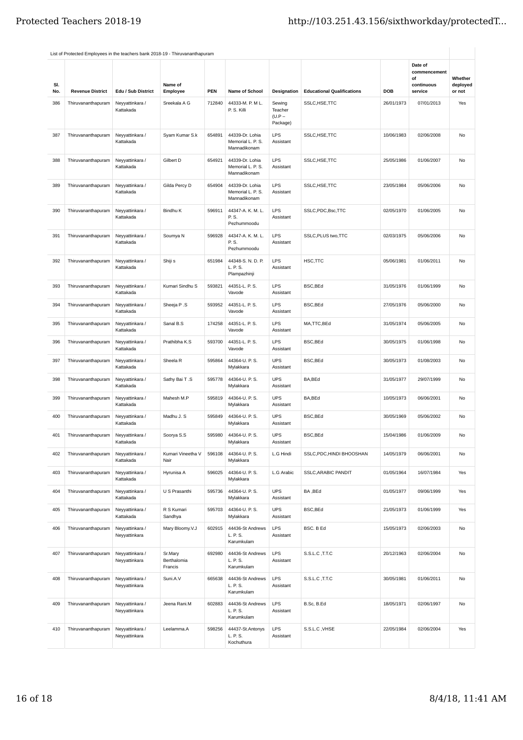List of Protected Employees in the teachers bank 2018-19 - Thiruvananthapuram

| Sl. No. | Revenue District | Edu / Sub District | Name of Employee | PEN | Name of School | Designation | Educational Qualifications | DOB | Date of commencement of continuous service | Whether deployed or not |
|---|---|---|---|---|---|---|---|---|---|---|
| 386 | Thiruvananthapuram | Neyyattinkara / Kattakada | Sreekala A G | 712840 | 44333-M. P. M L. P. S. Killi | Sewing Teacher (U.P – Package) | SSLC,HSE,TTC | 26/01/1973 | 07/01/2013 | Yes |
| 387 | Thiruvananthapuram | Neyyattinkara / Kattakada | Syam Kumar S.k | 654891 | 44339-Dr. Lohia Memorial L. P. S. Mannadikonam | LPS Assistant | SSLC,HSE,TTC | 10/06/1983 | 02/06/2008 | No |
| 388 | Thiruvananthapuram | Neyyattinkara / Kattakada | Gilbert D | 654921 | 44339-Dr. Lohia Memorial L. P. S. Mannadikonam | LPS Assistant | SSLC,HSE,TTC | 25/05/1986 | 01/06/2007 | No |
| 389 | Thiruvananthapuram | Neyyattinkara / Kattakada | Gilda Percy D | 654904 | 44339-Dr. Lohia Memorial L. P. S. Mannadikonam | LPS Assistant | SSLC,HSE,TTC | 23/05/1984 | 05/06/2006 | No |
| 390 | Thiruvananthapuram | Neyyattinkara / Kattakada | Bindhu K | 596911 | 44347-A. K. M. L. P. S. Pezhummoodu | LPS Assistant | SSLC,PDC,Bsc,TTC | 02/05/1970 | 01/06/2005 | No |
| 391 | Thiruvananthapuram | Neyyattinkara / Kattakada | Soumya N | 596928 | 44347-A. K. M. L. P. S. Pezhummoodu | LPS Assistant | SSLC,PLUS two,TTC | 02/03/1975 | 05/06/2006 | No |
| 392 | Thiruvananthapuram | Neyyattinkara / Kattakada | Shiji s | 651984 | 44348-S. N. D. P. L. P. S. Plampazhinji | LPS Assistant | HSC,TTC | 05/06/1981 | 01/06/2011 | No |
| 393 | Thiruvananthapuram | Neyyattinkara / Kattakada | Kumari Sindhu S | 593821 | 44351-L. P. S. Vavode | LPS Assistant | BSC,BEd | 31/05/1976 | 01/06/1999 | No |
| 394 | Thiruvananthapuram | Neyyattinkara / Kattakada | Sheeja P .S | 593952 | 44351-L. P. S. Vavode | LPS Assistant | BSC,BEd | 27/05/1976 | 05/06/2000 | No |
| 395 | Thiruvananthapuram | Neyyattinkara / Kattakada | Sanal B.S | 174258 | 44351-L. P. S. Vavode | LPS Assistant | MA,TTC,BEd | 31/05/1974 | 05/06/2005 | No |
| 396 | Thiruvananthapuram | Neyyattinkara / Kattakada | Prathibha K.S | 593700 | 44351-L. P. S. Vavode | LPS Assistant | BSC,BEd | 30/05/1975 | 01/06/1998 | No |
| 397 | Thiruvananthapuram | Neyyattinkara / Kattakada | Sheela R | 595864 | 44364-U. P. S. Mylakkara | UPS Assistant | BSC,BEd | 30/05/1973 | 01/08/2003 | No |
| 398 | Thiruvananthapuram | Neyyattinkara / Kattakada | Sathy Bai T .S | 595778 | 44364-U. P. S. Mylakkara | UPS Assistant | BA,BEd | 31/05/1977 | 29/07/1999 | No |
| 399 | Thiruvananthapuram | Neyyattinkara / Kattakada | Mahesh M.P | 595819 | 44364-U. P. S. Mylakkara | UPS Assistant | BA,BEd | 10/05/1973 | 06/06/2001 | No |
| 400 | Thiruvananthapuram | Neyyattinkara / Kattakada | Madhu J. S | 595849 | 44364-U. P. S. Mylakkara | UPS Assistant | BSC,BEd | 30/05/1969 | 05/06/2002 | No |
| 401 | Thiruvananthapuram | Neyyattinkara / Kattakada | Soorya S.S | 595980 | 44364-U. P. S. Mylakkara | UPS Assistant | BSC,BEd | 15/04/1986 | 01/06/2009 | No |
| 402 | Thiruvananthapuram | Neyyattinkara / Kattakada | Kumari Vineetha V Nair | 596108 | 44364-U. P. S. Mylakkara | L.G Hindi | SSLC,PDC,HINDI BHOOSHAN | 14/05/1979 | 06/06/2001 | No |
| 403 | Thiruvananthapuram | Neyyattinkara / Kattakada | Hyrunisa A | 596025 | 44364-U. P. S. Mylakkara | L.G Arabic | SSLC,ARABIC PANDIT | 01/05/1964 | 16/07/1984 | Yes |
| 404 | Thiruvananthapuram | Neyyattinkara / Kattakada | U S Prasanthi | 595736 | 44364-U. P. S. Mylakkara | UPS Assistant | BA ,BEd | 01/05/1977 | 09/06/1999 | Yes |
| 405 | Thiruvananthapuram | Neyyattinkara / Kattakada | R S Kumari Sandhya | 595703 | 44364-U. P. S. Mylakkara | UPS Assistant | BSC,BEd | 21/05/1973 | 01/06/1999 | Yes |
| 406 | Thiruvananthapuram | Neyyattinkara / Neyyattinkara | Mary Bloomy.V.J | 602915 | 44436-St Andrews L. P. S. Karumkulam | LPS Assistant | BSC. B Ed | 15/05/1973 | 02/06/2003 | No |
| 407 | Thiruvananthapuram | Neyyattinkara / Neyyattinkara | Sr.Mary Berthalomia Francis | 692980 | 44436-St Andrews L. P. S. Karumkulam | LPS Assistant | S.S.L.C ,T.T.C | 20/12/1963 | 02/06/2004 | No |
| 408 | Thiruvananthapuram | Neyyattinkara / Neyyattinkara | Suni.A.V | 665638 | 44436-St Andrews L. P. S. Karumkulam | LPS Assistant | S.S.L.C ,T.T.C | 30/05/1981 | 01/06/2011 | No |
| 409 | Thiruvananthapuram | Neyyattinkara / Neyyattinkara | Jeena Rani.M | 602883 | 44436-St Andrews L. P. S. Karumkulam | LPS Assistant | B.Sc, B.Ed | 18/05/1971 | 02/06/1997 | No |
| 410 | Thiruvananthapuram | Neyyattinkara / Neyyattinkara | Leelamma.A | 598256 | 44437-St.Antonys L. P. S. Kochuthura | LPS Assistant | S.S.L.C ,VHSE | 22/05/1984 | 02/06/2004 | Yes |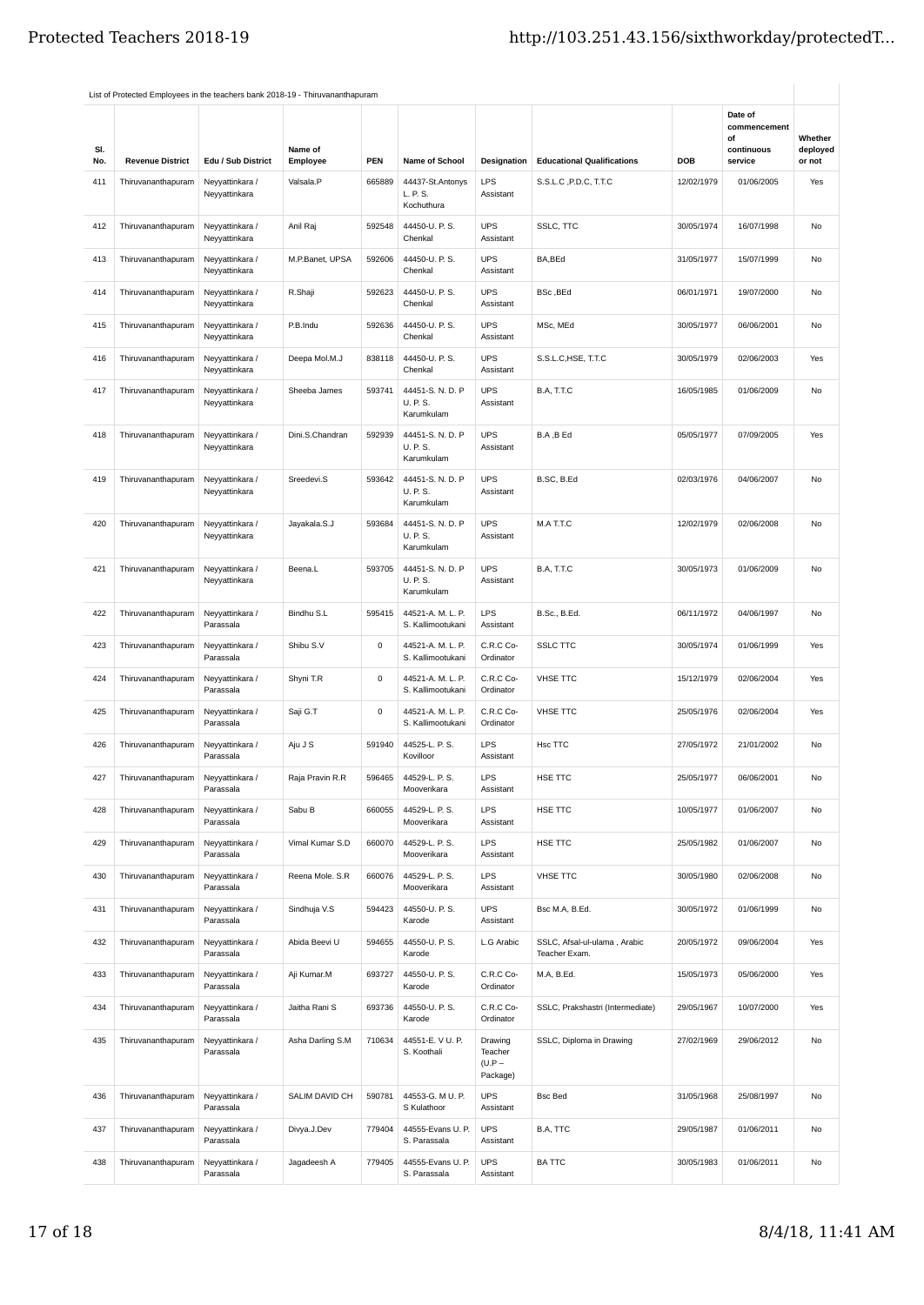List of Protected Employees in the teachers bank 2018-19 - Thiruvananthapuram

| Sl. No. | Revenue District | Edu / Sub District | Name of Employee | PEN | Name of School | Designation | Educational Qualifications | DOB | Date of commencement of continuous service | Whether deployed or not |
|---|---|---|---|---|---|---|---|---|---|---|
| 411 | Thiruvananthapuram | Neyyattinkara / Neyyattinkara | Valsala.P | 665889 | 44437-St.Antonys L. P. S. Kochuthura | LPS Assistant | S.S.L.C ,P.D.C, T.T.C | 12/02/1979 | 01/06/2005 | Yes |
| 412 | Thiruvananthapuram | Neyyattinkara / Neyyattinkara | Anil Raj | 592548 | 44450-U. P. S. Chenkal | UPS Assistant | SSLC, TTC | 30/05/1974 | 16/07/1998 | No |
| 413 | Thiruvananthapuram | Neyyattinkara / Neyyattinkara | M.P.Banet, UPSA | 592606 | 44450-U. P. S. Chenkal | UPS Assistant | BA,BEd | 31/05/1977 | 15/07/1999 | No |
| 414 | Thiruvananthapuram | Neyyattinkara / Neyyattinkara | R.Shaji | 592623 | 44450-U. P. S. Chenkal | UPS Assistant | BSc ,BEd | 06/01/1971 | 19/07/2000 | No |
| 415 | Thiruvananthapuram | Neyyattinkara / Neyyattinkara | P.B.Indu | 592636 | 44450-U. P. S. Chenkal | UPS Assistant | MSc, MEd | 30/05/1977 | 06/06/2001 | No |
| 416 | Thiruvananthapuram | Neyyattinkara / Neyyattinkara | Deepa Mol.M.J | 838118 | 44450-U. P. S. Chenkal | UPS Assistant | S.S.L.C,HSE, T.T.C | 30/05/1979 | 02/06/2003 | Yes |
| 417 | Thiruvananthapuram | Neyyattinkara / Neyyattinkara | Sheeba James | 593741 | 44451-S. N. D. P U. P. S. Karumkulam | UPS Assistant | B.A, T.T.C | 16/05/1985 | 01/06/2009 | No |
| 418 | Thiruvananthapuram | Neyyattinkara / Neyyattinkara | Dini.S.Chandran | 592939 | 44451-S. N. D. P U. P. S. Karumkulam | UPS Assistant | B.A ,B Ed | 05/05/1977 | 07/09/2005 | Yes |
| 419 | Thiruvananthapuram | Neyyattinkara / Neyyattinkara | Sreedevi.S | 593642 | 44451-S. N. D. P U. P. S. Karumkulam | UPS Assistant | B.SC, B.Ed | 02/03/1976 | 04/06/2007 | No |
| 420 | Thiruvananthapuram | Neyyattinkara / Neyyattinkara | Jayakala.S.J | 593684 | 44451-S. N. D. P U. P. S. Karumkulam | UPS Assistant | M.A T.T.C | 12/02/1979 | 02/06/2008 | No |
| 421 | Thiruvananthapuram | Neyyattinkara / Neyyattinkara | Beena.L | 593705 | 44451-S. N. D. P U. P. S. Karumkulam | UPS Assistant | B.A, T.T.C | 30/05/1973 | 01/06/2009 | No |
| 422 | Thiruvananthapuram | Neyyattinkara / Parassala | Bindhu S.L | 595415 | 44521-A. M. L. P. S. Kallimootukani | LPS Assistant | B.Sc., B.Ed. | 06/11/1972 | 04/06/1997 | No |
| 423 | Thiruvananthapuram | Neyyattinkara / Parassala | Shibu S.V | 0 | 44521-A. M. L. P. S. Kallimootukani | C.R.C Co-Ordinator | SSLC TTC | 30/05/1974 | 01/06/1999 | Yes |
| 424 | Thiruvananthapuram | Neyyattinkara / Parassala | Shyni T.R | 0 | 44521-A. M. L. P. S. Kallimootukani | C.R.C Co-Ordinator | VHSE TTC | 15/12/1979 | 02/06/2004 | Yes |
| 425 | Thiruvananthapuram | Neyyattinkara / Parassala | Saji G.T | 0 | 44521-A. M. L. P. S. Kallimootukani | C.R.C Co-Ordinator | VHSE TTC | 25/05/1976 | 02/06/2004 | Yes |
| 426 | Thiruvananthapuram | Neyyattinkara / Parassala | Aju J S | 591940 | 44525-L. P. S. Kovilloor | LPS Assistant | Hsc TTC | 27/05/1972 | 21/01/2002 | No |
| 427 | Thiruvananthapuram | Neyyattinkara / Parassala | Raja Pravin R.R | 596465 | 44529-L. P. S. Mooverikara | LPS Assistant | HSE TTC | 25/05/1977 | 06/06/2001 | No |
| 428 | Thiruvananthapuram | Neyyattinkara / Parassala | Sabu B | 660055 | 44529-L. P. S. Mooverikara | LPS Assistant | HSE TTC | 10/05/1977 | 01/06/2007 | No |
| 429 | Thiruvananthapuram | Neyyattinkara / Parassala | Vimal Kumar S.D | 660070 | 44529-L. P. S. Mooverikara | LPS Assistant | HSE TTC | 25/05/1982 | 01/06/2007 | No |
| 430 | Thiruvananthapuram | Neyyattinkara / Parassala | Reena Mole. S.R | 660076 | 44529-L. P. S. Mooverikara | LPS Assistant | VHSE TTC | 30/05/1980 | 02/06/2008 | No |
| 431 | Thiruvananthapuram | Neyyattinkara / Parassala | Sindhuja V.S | 594423 | 44550-U. P. S. Karode | UPS Assistant | Bsc M.A, B.Ed. | 30/05/1972 | 01/06/1999 | No |
| 432 | Thiruvananthapuram | Neyyattinkara / Parassala | Abida Beevi U | 594655 | 44550-U. P. S. Karode | L.G Arabic | SSLC, Afsal-ul-ulama , Arabic Teacher Exam. | 20/05/1972 | 09/06/2004 | Yes |
| 433 | Thiruvananthapuram | Neyyattinkara / Parassala | Aji Kumar.M | 693727 | 44550-U. P. S. Karode | C.R.C Co-Ordinator | M.A, B.Ed. | 15/05/1973 | 05/06/2000 | Yes |
| 434 | Thiruvananthapuram | Neyyattinkara / Parassala | Jaitha Rani S | 693736 | 44550-U. P. S. Karode | C.R.C Co-Ordinator | SSLC, Prakshastri (Intermediate) | 29/05/1967 | 10/07/2000 | Yes |
| 435 | Thiruvananthapuram | Neyyattinkara / Parassala | Asha Darling S.M | 710634 | 44551-E. V U. P. S. Koothali | Drawing Teacher (U.P – Package) | SSLC, Diploma in Drawing | 27/02/1969 | 29/06/2012 | No |
| 436 | Thiruvananthapuram | Neyyattinkara / Parassala | SALIM DAVID CH | 590781 | 44553-G. M U. P. S Kulathoor | UPS Assistant | Bsc Bed | 31/05/1968 | 25/08/1997 | No |
| 437 | Thiruvananthapuram | Neyyattinkara / Parassala | Divya.J.Dev | 779404 | 44555-Evans U. P. S. Parassala | UPS Assistant | B.A, TTC | 29/05/1987 | 01/06/2011 | No |
| 438 | Thiruvananthapuram | Neyyattinkara / Parassala | Jagadeesh A | 779405 | 44555-Evans U. P. S. Parassala | UPS Assistant | BA TTC | 30/05/1983 | 01/06/2011 | No |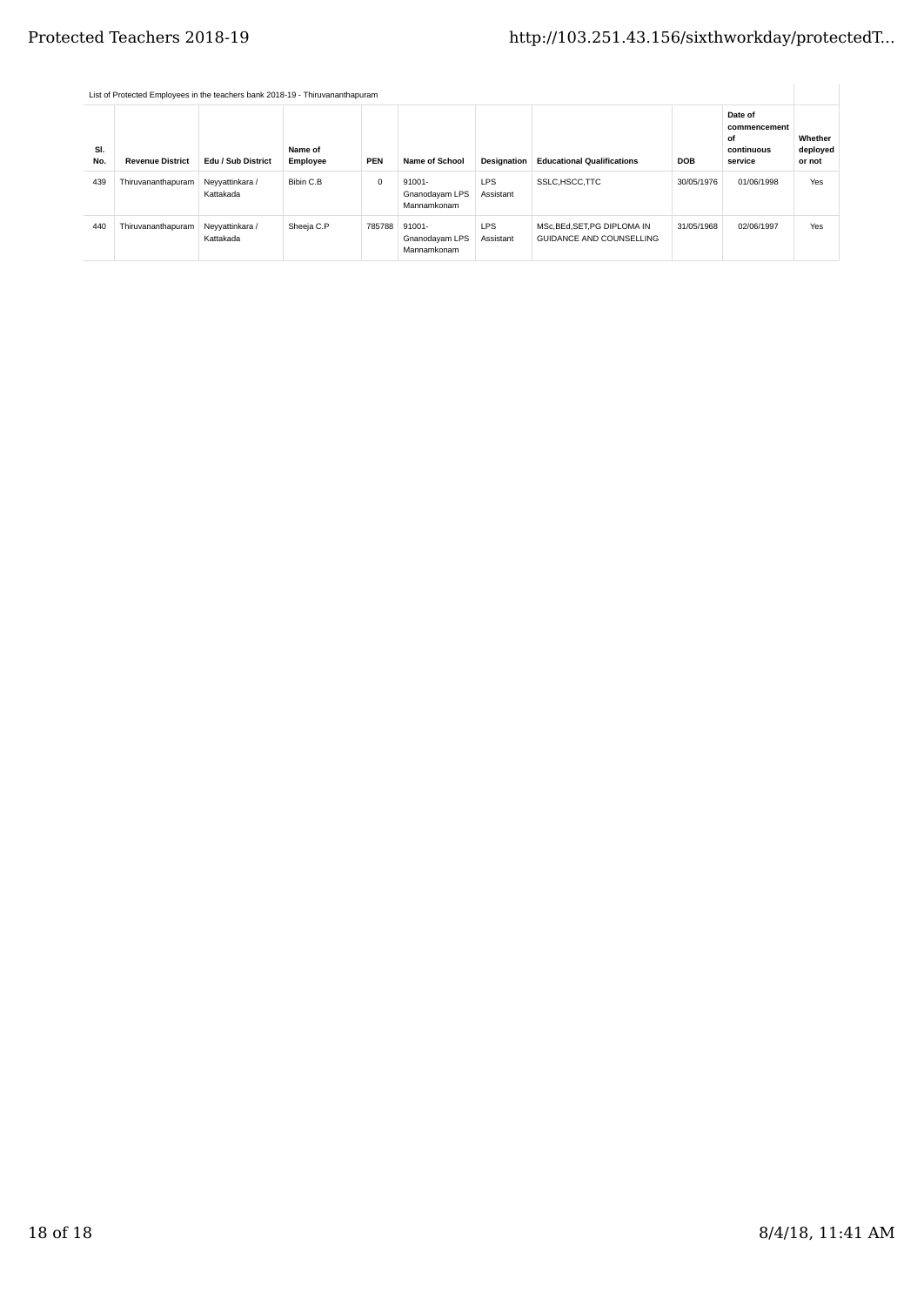List of Protected Employees in the teachers bank 2018-19 - Thiruvananthapuram

| Sl. No. | Revenue District | Edu / Sub District | Name of Employee | PEN | Name of School | Designation | Educational Qualifications | DOB | Date of commencement of continuous service | Whether deployed or not |
|---|---|---|---|---|---|---|---|---|---|---|
| 439 | Thiruvananthapuram | Neyyattinkara / Kattakada | Bibin C.B | 0 | 91001- Gnanodayam LPS Mannamkonam | LPS Assistant | SSLC,HSCC,TTC | 30/05/1976 | 01/06/1998 | Yes |
| 440 | Thiruvananthapuram | Neyyattinkara / Kattakada | Sheeja C.P | 785788 | 91001- Gnanodayam LPS Mannamkonam | LPS Assistant | MSc,BEd,SET,PG DIPLOMA IN GUIDANCE AND COUNSELLING | 31/05/1968 | 02/06/1997 | Yes |